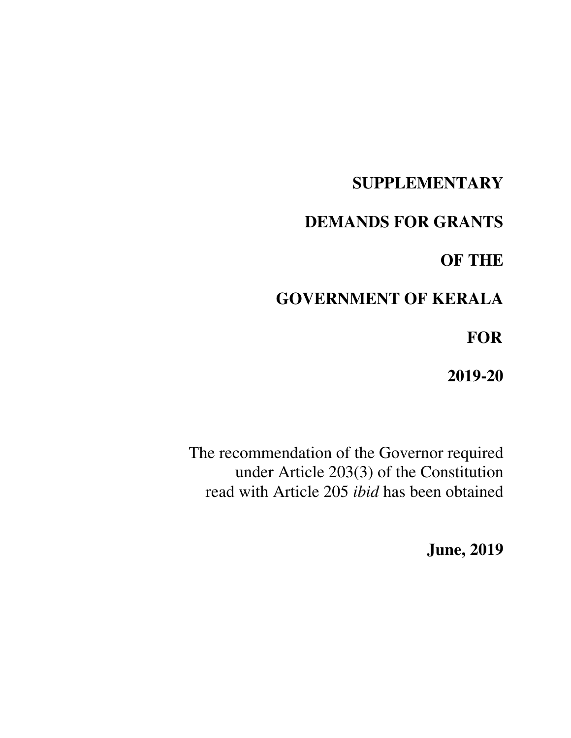# SUPPLEMENTARY

# DEMANDS FOR GRANTS

# OF THE

# GOVERNMENT OF KERALA

# FOR

# 2019-20

The recommendation of the Governor required under Article 203(3) of the Constitution read with Article 205 *ibid* has been obtained

**June, 2019**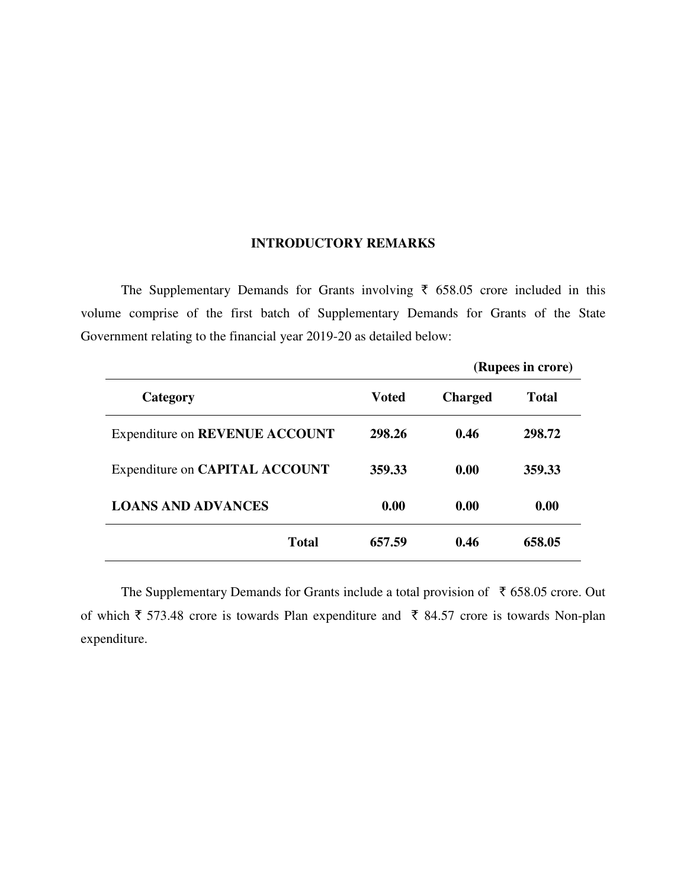# INTRODUCTORY REMARKS

The Supplementary Demands for Grants involving ₹ 658.05 crore included in this volume comprise of the first batch of Supplementary Demands for Grants of the State Government relating to the financial year 2019-20 as detailed below:

**(Rupees in crore)**

| Category | Voted | Charged | Total |
|---|---|---|---|
| Expenditure on **REVENUE ACCOUNT** | **298.26** | **0.46** | **298.72** |
| Expenditure on **CAPITAL ACCOUNT** | **359.33** | **0.00** | **359.33** |
| **LOANS AND ADVANCES** | **0.00** | **0.00** | **0.00** |
| **Total** | **657.59** | **0.46** | **658.05** |

The Supplementary Demands for Grants include a total provision of ₹ 658.05 crore. Out of which ₹ 573.48 crore is towards Plan expenditure and ₹ 84.57 crore is towards Non-plan expenditure.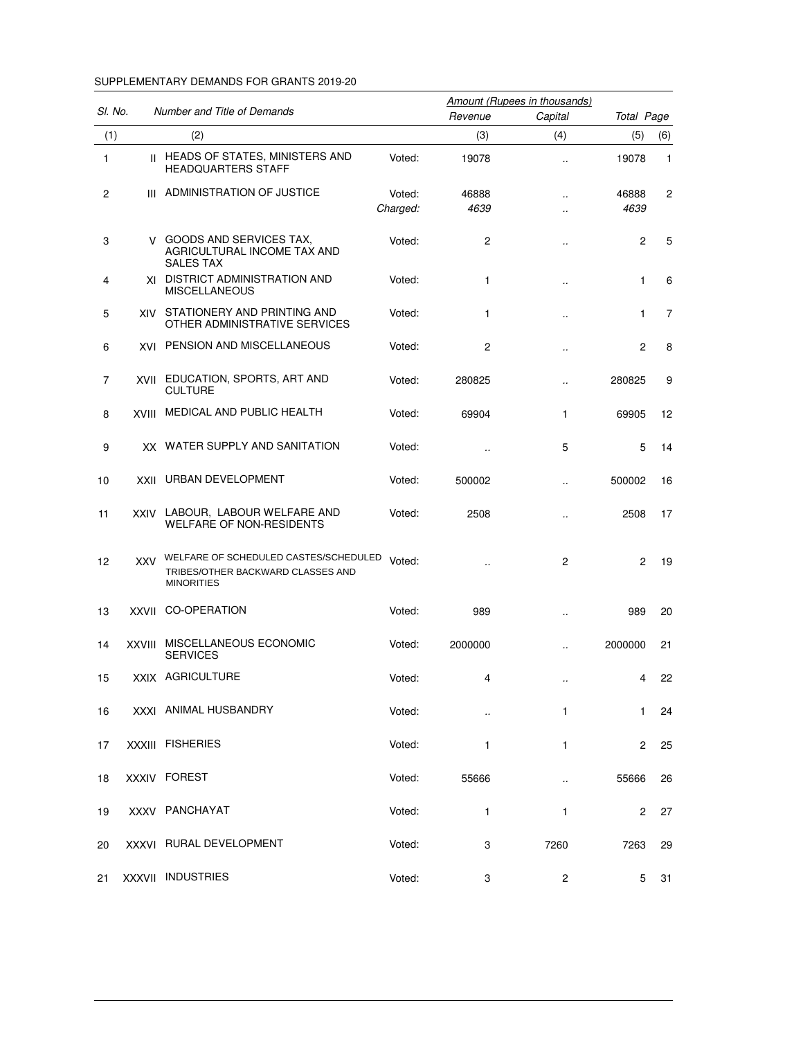SUPPLEMENTARY DEMANDS FOR GRANTS 2019-20

| Sl. No. | Number and Title of Demands | | | Amount (Rupees in thousands) | | | |
|---|---|---|---|---|---|---|---|
| | | | | Revenue | Capital | Total | Page |
| (1) | (2) | | | (3) | (4) | (5) | (6) |
| 1 | II | HEADS OF STATES, MINISTERS AND HEADQUARTERS STAFF | Voted: | 19078 | .. | 19078 | 1 |
| 2 | III | ADMINISTRATION OF JUSTICE | Voted: | 46888 | .. | 46888 | 2 |
| | | | *Charged:* | *4639* | .. | *4639* | |
| 3 | V | GOODS AND SERVICES TAX, AGRICULTURAL INCOME TAX AND SALES TAX | Voted: | 2 | .. | 2 | 5 |
| 4 | XI | DISTRICT ADMINISTRATION AND MISCELLANEOUS | Voted: | 1 | .. | 1 | 6 |
| 5 | XIV | STATIONERY AND PRINTING AND OTHER ADMINISTRATIVE SERVICES | Voted: | 1 | .. | 1 | 7 |
| 6 | XVI | PENSION AND MISCELLANEOUS | Voted: | 2 | .. | 2 | 8 |
| 7 | XVII | EDUCATION, SPORTS, ART AND CULTURE | Voted: | 280825 | .. | 280825 | 9 |
| 8 | XVIII | MEDICAL AND PUBLIC HEALTH | Voted: | 69904 | 1 | 69905 | 12 |
| 9 | XX | WATER SUPPLY AND SANITATION | Voted: | .. | 5 | 5 | 14 |
| 10 | XXII | URBAN DEVELOPMENT | Voted: | 500002 | .. | 500002 | 16 |
| 11 | XXIV | LABOUR, LABOUR WELFARE AND WELFARE OF NON-RESIDENTS | Voted: | 2508 | .. | 2508 | 17 |
| 12 | XXV | WELFARE OF SCHEDULED CASTES/SCHEDULED TRIBES/OTHER BACKWARD CLASSES AND MINORITIES | Voted: | .. | 2 | 2 | 19 |
| 13 | XXVII | CO-OPERATION | Voted: | 989 | .. | 989 | 20 |
| 14 | XXVIII | MISCELLANEOUS ECONOMIC SERVICES | Voted: | 2000000 | .. | 2000000 | 21 |
| 15 | XXIX | AGRICULTURE | Voted: | 4 | .. | 4 | 22 |
| 16 | XXXI | ANIMAL HUSBANDRY | Voted: | .. | 1 | 1 | 24 |
| 17 | XXXIII | FISHERIES | Voted: | 1 | 1 | 2 | 25 |
| 18 | XXXIV | FOREST | Voted: | 55666 | .. | 55666 | 26 |
| 19 | XXXV | PANCHAYAT | Voted: | 1 | 1 | 2 | 27 |
| 20 | XXXVI | RURAL DEVELOPMENT | Voted: | 3 | 7260 | 7263 | 29 |
| 21 | XXXVII | INDUSTRIES | Voted: | 3 | 2 | 5 | 31 |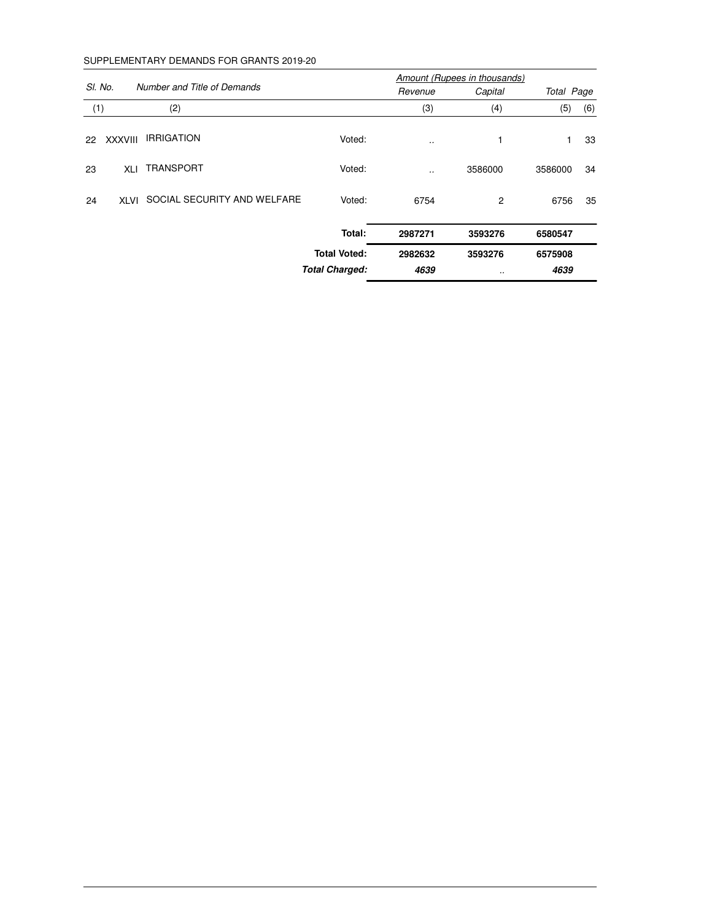SUPPLEMENTARY DEMANDS FOR GRANTS 2019-20

| *Sl. No.* | | *Number and Title of Demands* | | *Amount (Rupees in thousands)* | | | |
|---|---|---|---|---|---|---|---|
| | | | | *Revenue* | *Capital* | *Total* | *Page* |
| (1) | | (2) | | (3) | (4) | (5) | (6) |
| 22 | XXXVIII | IRRIGATION | Voted: | .. | 1 | 1 | 33 |
| 23 | XLI | TRANSPORT | Voted: | .. | 3586000 | 3586000 | 34 |
| 24 | XLVI | SOCIAL SECURITY AND WELFARE | Voted: | 6754 | 2 | 6756 | 35 |
| | | | **Total:** | **2987271** | **3593276** | **6580547** | |
| | | | **Total Voted:** | **2982632** | **3593276** | **6575908** | |
| | | | ***Total Charged:*** | ***4639*** | .. | ***4639*** | |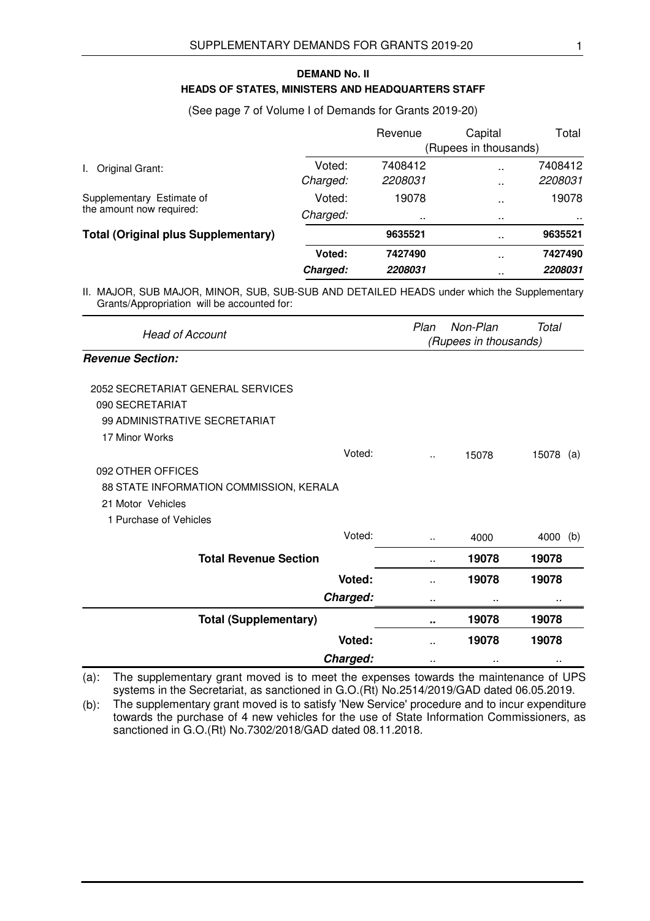## DEMAND No. II

## HEADS OF STATES, MINISTERS AND HEADQUARTERS STAFF

(See page 7 of Volume I of Demands for Grants 2019-20)

| | | Revenue | Capital | Total |
|---|---|---|---|---|
| | | (Rupees in thousands) | | |
| I. Original Grant: | Voted: | 7408412 | .. | 7408412 |
| | *Charged:* | *2208031* | .. | *2208031* |
| Supplementary Estimate of the amount now required: | Voted: | 19078 | .. | 19078 |
| | *Charged:* | .. | .. | .. |
| **Total (Original plus Supplementary)** | | **9635521** | .. | **9635521** |
| | **Voted:** | **7427490** | .. | **7427490** |
| | ***Charged:*** | ***2208031*** | .. | ***2208031*** |

II. MAJOR, SUB MAJOR, MINOR, SUB, SUB-SUB AND DETAILED HEADS under which the Supplementary Grants/Appropriation will be accounted for:

| *Head of Account* | | *Plan* | *Non-Plan* | *Total* |
|---|---|---|---|---|
| | | *(Rupees in thousands)* | | |
| ***Revenue Section:*** | | | | |
| 2052 SECRETARIAT GENERAL SERVICES | | | | |
| 090 SECRETARIAT | | | | |
| 99 ADMINISTRATIVE SECRETARIAT | | | | |
| 17 Minor Works | | | | |
| | Voted: | .. | 15078 | 15078 (a) |
| 092 OTHER OFFICES | | | | |
| 88 STATE INFORMATION COMMISSION, KERALA | | | | |
| 21 Motor Vehicles | | | | |
| 1 Purchase of Vehicles | | | | |
| | Voted: | .. | 4000 | 4000 (b) |
| **Total Revenue Section** | | .. | **19078** | **19078** |
| | **Voted:** | .. | **19078** | **19078** |
| | ***Charged:*** | .. | .. | .. |
| **Total (Supplementary)** | | **..** | **19078** | **19078** |
| | **Voted:** | .. | **19078** | **19078** |
| | ***Charged:*** | .. | .. | .. |

(a): The supplementary grant moved is to meet the expenses towards the maintenance of UPS systems in the Secretariat, as sanctioned in G.O.(Rt) No.2514/2019/GAD dated 06.05.2019.

(b): The supplementary grant moved is to satisfy 'New Service' procedure and to incur expenditure towards the purchase of 4 new vehicles for the use of State Information Commissioners, as sanctioned in G.O.(Rt) No.7302/2018/GAD dated 08.11.2018.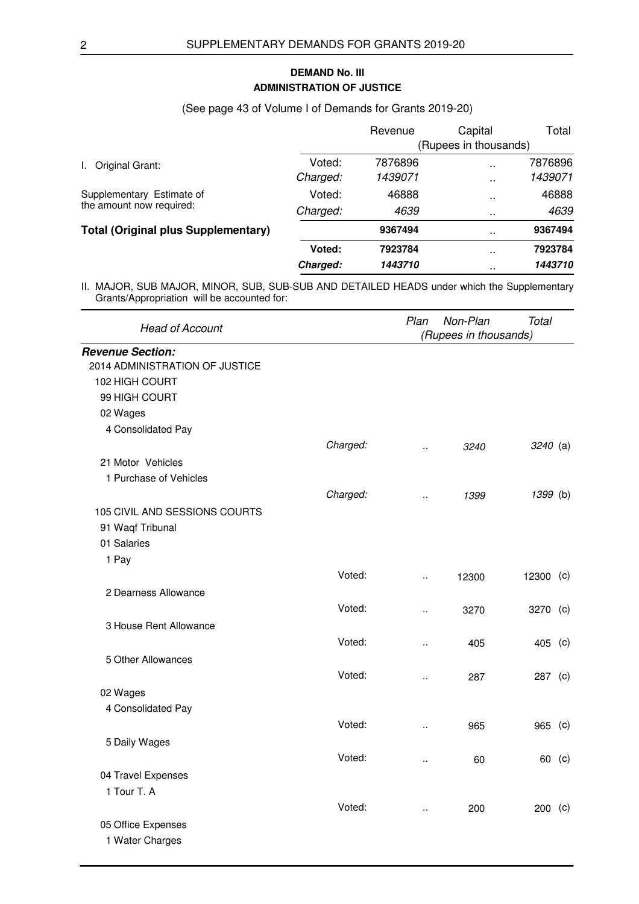**DEMAND No. III**

**ADMINISTRATION OF JUSTICE**

(See page 43 of Volume I of Demands for Grants 2019-20)

| | | Revenue | Capital | Total |
|---|---|---|---|---|
| | | (Rupees in thousands) | | |
| I. Original Grant: | Voted: | 7876896 | .. | 7876896 |
| | *Charged:* | *1439071* | .. | *1439071* |
| Supplementary Estimate of the amount now required: | Voted: | 46888 | .. | 46888 |
| | *Charged:* | *4639* | .. | *4639* |
| **Total (Original plus Supplementary)** | | **9367494** | .. | **9367494** |
| | **Voted:** | **7923784** | .. | **7923784** |
| | ***Charged:*** | ***1443710*** | .. | ***1443710*** |

II. MAJOR, SUB MAJOR, MINOR, SUB, SUB-SUB AND DETAILED HEADS under which the Supplementary Grants/Appropriation will be accounted for:

| *Head of Account* | | *Plan* | *Non-Plan* | *Total* | |
|---|---|---|---|---|---|
| | | *(Rupees in thousands)* | | | |
| ***Revenue Section:*** | | | | | |
| 2014 ADMINISTRATION OF JUSTICE | | | | | |
| 102 HIGH COURT | | | | | |
| 99 HIGH COURT | | | | | |
| 02 Wages | | | | | |
| 4 Consolidated Pay | | | | | |
| | *Charged:* | .. | *3240* | *3240* | (a) |
| 21 Motor Vehicles | | | | | |
| 1 Purchase of Vehicles | | | | | |
| | *Charged:* | .. | *1399* | *1399* | (b) |
| 105 CIVIL AND SESSIONS COURTS | | | | | |
| 91 Waqf Tribunal | | | | | |
| 01 Salaries | | | | | |
| 1 Pay | | | | | |
| | Voted: | .. | 12300 | 12300 | (c) |
| 2 Dearness Allowance | | | | | |
| | Voted: | .. | 3270 | 3270 | (c) |
| 3 House Rent Allowance | | | | | |
| | Voted: | .. | 405 | 405 | (c) |
| 5 Other Allowances | | | | | |
| | Voted: | .. | 287 | 287 | (c) |
| 02 Wages | | | | | |
| 4 Consolidated Pay | | | | | |
| | Voted: | .. | 965 | 965 | (c) |
| 5 Daily Wages | | | | | |
| | Voted: | .. | 60 | 60 | (c) |
| 04 Travel Expenses | | | | | |
| 1 Tour T. A | | | | | |
| | Voted: | .. | 200 | 200 | (c) |
| 05 Office Expenses | | | | | |
| 1 Water Charges | | | | | |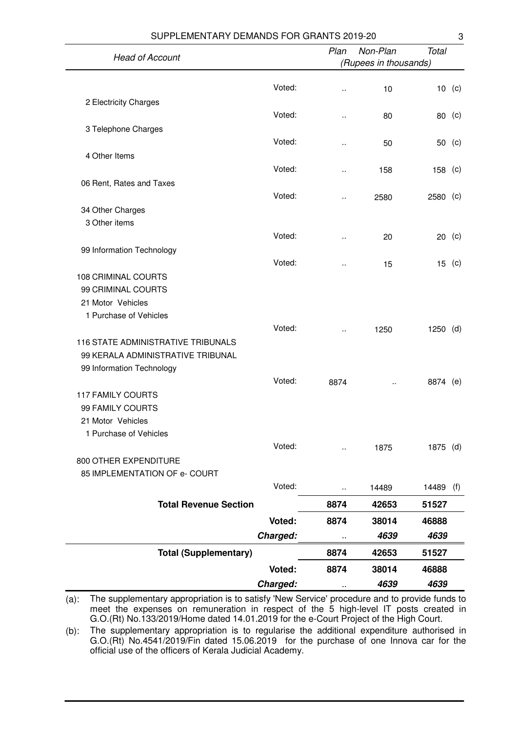| Head of Account | | Plan | Non-Plan | Total | |
|---|---|---|---|---|---|
| | | (Rupees in thousands) | | | |
| | Voted: | .. | 10 | 10 | (c) |
| 2 Electricity Charges | | | | | |
| | Voted: | .. | 80 | 80 | (c) |
| 3 Telephone Charges | | | | | |
| | Voted: | .. | 50 | 50 | (c) |
| 4 Other Items | | | | | |
| | Voted: | .. | 158 | 158 | (c) |
| 06 Rent, Rates and Taxes | | | | | |
| | Voted: | .. | 2580 | 2580 | (c) |
| 34 Other Charges | | | | | |
| 3 Other items | | | | | |
| | Voted: | .. | 20 | 20 | (c) |
| 99 Information Technology | | | | | |
| | Voted: | .. | 15 | 15 | (c) |
| 108 CRIMINAL COURTS | | | | | |
| 99 CRIMINAL COURTS | | | | | |
| 21 Motor Vehicles | | | | | |
| 1 Purchase of Vehicles | | | | | |
| | Voted: | .. | 1250 | 1250 | (d) |
| 116 STATE ADMINISTRATIVE TRIBUNALS | | | | | |
| 99 KERALA ADMINISTRATIVE TRIBUNAL | | | | | |
| 99 Information Technology | | | | | |
| | Voted: | 8874 | .. | 8874 | (e) |
| 117 FAMILY COURTS | | | | | |
| 99 FAMILY COURTS | | | | | |
| 21 Motor Vehicles | | | | | |
| 1 Purchase of Vehicles | | | | | |
| | Voted: | .. | 1875 | 1875 | (d) |
| 800 OTHER EXPENDITURE | | | | | |
| 85 IMPLEMENTATION OF e- COURT | | | | | |
| | Voted: | .. | 14489 | 14489 | (f) |
| **Total Revenue Section** | | **8874** | **42653** | **51527** | |
| | **Voted:** | **8874** | **38014** | **46888** | |
| | ***Charged:*** | .. | ***4639*** | ***4639*** | |
| **Total (Supplementary)** | | **8874** | **42653** | **51527** | |
| | **Voted:** | **8874** | **38014** | **46888** | |
| | ***Charged:*** | .. | ***4639*** | ***4639*** | |

(a): The supplementary appropriation is to satisfy 'New Service' procedure and to provide funds to meet the expenses on remuneration in respect of the 5 high-level IT posts created in G.O.(Rt) No.133/2019/Home dated 14.01.2019 for the e-Court Project of the High Court.

(b): The supplementary appropriation is to regularise the additional expenditure authorised in G.O.(Rt) No.4541/2019/Fin dated 15.06.2019 for the purchase of one Innova car for the official use of the officers of Kerala Judicial Academy.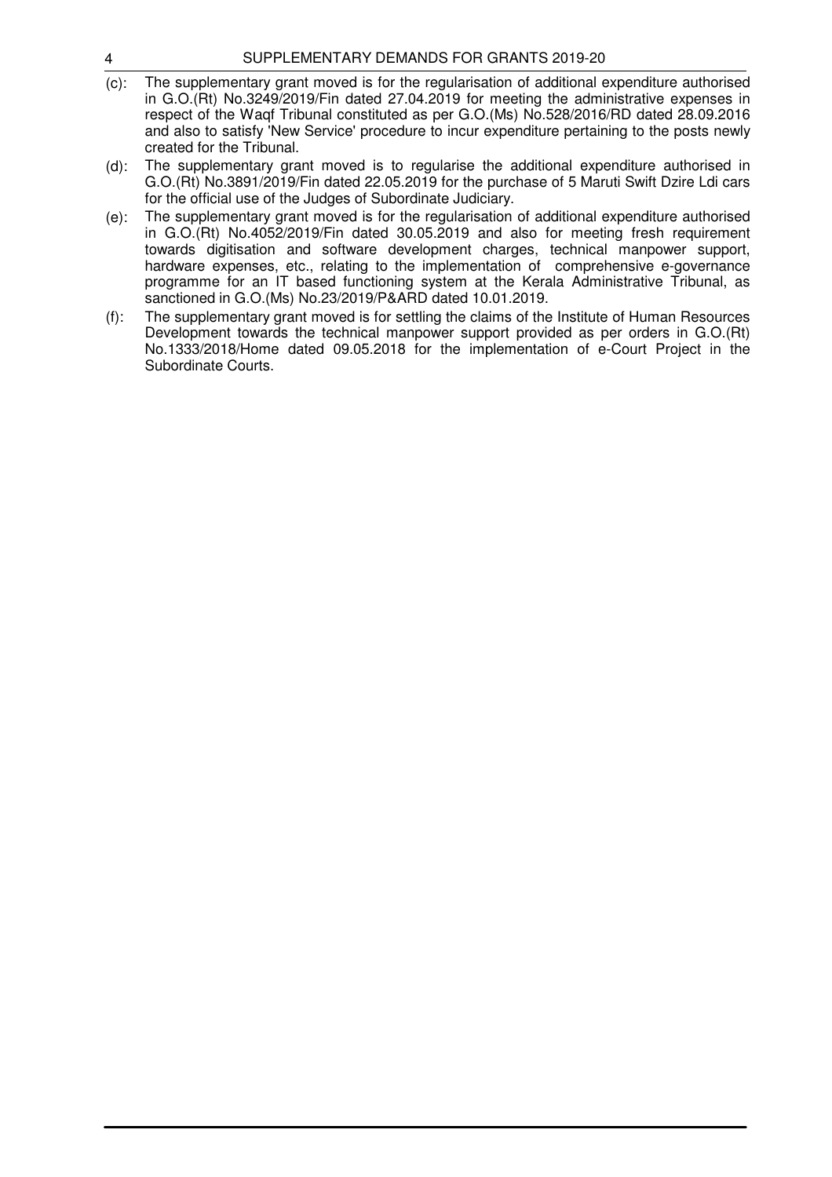(c): The supplementary grant moved is for the regularisation of additional expenditure authorised in G.O.(Rt) No.3249/2019/Fin dated 27.04.2019 for meeting the administrative expenses in respect of the Waqf Tribunal constituted as per G.O.(Ms) No.528/2016/RD dated 28.09.2016 and also to satisfy 'New Service' procedure to incur expenditure pertaining to the posts newly created for the Tribunal.

(d): The supplementary grant moved is to regularise the additional expenditure authorised in G.O.(Rt) No.3891/2019/Fin dated 22.05.2019 for the purchase of 5 Maruti Swift Dzire Ldi cars for the official use of the Judges of Subordinate Judiciary.

(e): The supplementary grant moved is for the regularisation of additional expenditure authorised in G.O.(Rt) No.4052/2019/Fin dated 30.05.2019 and also for meeting fresh requirement towards digitisation and software development charges, technical manpower support, hardware expenses, etc., relating to the implementation of comprehensive e-governance programme for an IT based functioning system at the Kerala Administrative Tribunal, as sanctioned in G.O.(Ms) No.23/2019/P&ARD dated 10.01.2019.

(f): The supplementary grant moved is for settling the claims of the Institute of Human Resources Development towards the technical manpower support provided as per orders in G.O.(Rt) No.1333/2018/Home dated 09.05.2018 for the implementation of e-Court Project in the Subordinate Courts.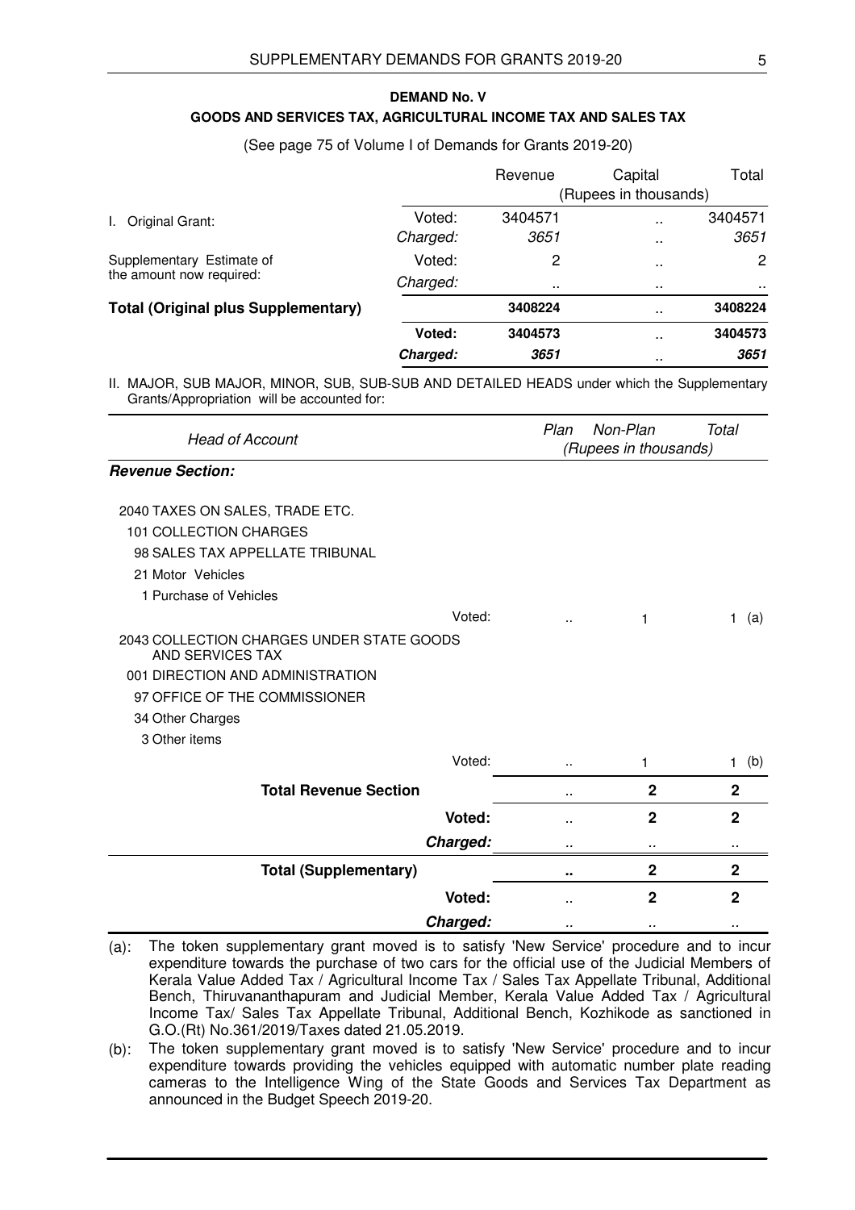**DEMAND No. V**

**GOODS AND SERVICES TAX, AGRICULTURAL INCOME TAX AND SALES TAX**

(See page 75 of Volume I of Demands for Grants 2019-20)

| | | Revenue | Capital | Total |
|---|---|---|---|---|
| | | (Rupees in thousands) | | |
| I. Original Grant: | Voted: | 3404571 | .. | 3404571 |
| | *Charged:* | *3651* | .. | *3651* |
| Supplementary Estimate of the amount now required: | Voted: | 2 | .. | 2 |
| | *Charged:* | .. | .. | .. |
| **Total (Original plus Supplementary)** | | **3408224** | .. | **3408224** |
| | **Voted:** | **3404573** | .. | **3404573** |
| | ***Charged:*** | ***3651*** | .. | ***3651*** |

II. MAJOR, SUB MAJOR, MINOR, SUB, SUB-SUB AND DETAILED HEADS under which the Supplementary Grants/Appropriation will be accounted for:

| *Head of Account* | | *Plan* | *Non-Plan* | *Total* |
|---|---|---|---|---|
| | | *(Rupees in thousands)* | | |
| ***Revenue Section:*** | | | | |
| 2040 TAXES ON SALES, TRADE ETC. | | | | |
| 101 COLLECTION CHARGES | | | | |
| 98 SALES TAX APPELLATE TRIBUNAL | | | | |
| 21 Motor Vehicles | | | | |
| 1 Purchase of Vehicles | | | | |
| | Voted: | .. | 1 | 1 (a) |
| 2043 COLLECTION CHARGES UNDER STATE GOODS AND SERVICES TAX | | | | |
| 001 DIRECTION AND ADMINISTRATION | | | | |
| 97 OFFICE OF THE COMMISSIONER | | | | |
| 34 Other Charges | | | | |
| 3 Other items | | | | |
| | Voted: | .. | 1 | 1 (b) |
| **Total Revenue Section** | | .. | **2** | **2** |
| | **Voted:** | .. | **2** | **2** |
| | ***Charged:*** | .. | .. | .. |
| **Total (Supplementary)** | | **..** | **2** | **2** |
| | **Voted:** | .. | **2** | **2** |
| | ***Charged:*** | .. | .. | .. |

(a): The token supplementary grant moved is to satisfy 'New Service' procedure and to incur expenditure towards the purchase of two cars for the official use of the Judicial Members of Kerala Value Added Tax / Agricultural Income Tax / Sales Tax Appellate Tribunal, Additional Bench, Thiruvananthapuram and Judicial Member, Kerala Value Added Tax / Agricultural Income Tax/ Sales Tax Appellate Tribunal, Additional Bench, Kozhikode as sanctioned in G.O.(Rt) No.361/2019/Taxes dated 21.05.2019.

(b): The token supplementary grant moved is to satisfy 'New Service' procedure and to incur expenditure towards providing the vehicles equipped with automatic number plate reading cameras to the Intelligence Wing of the State Goods and Services Tax Department as announced in the Budget Speech 2019-20.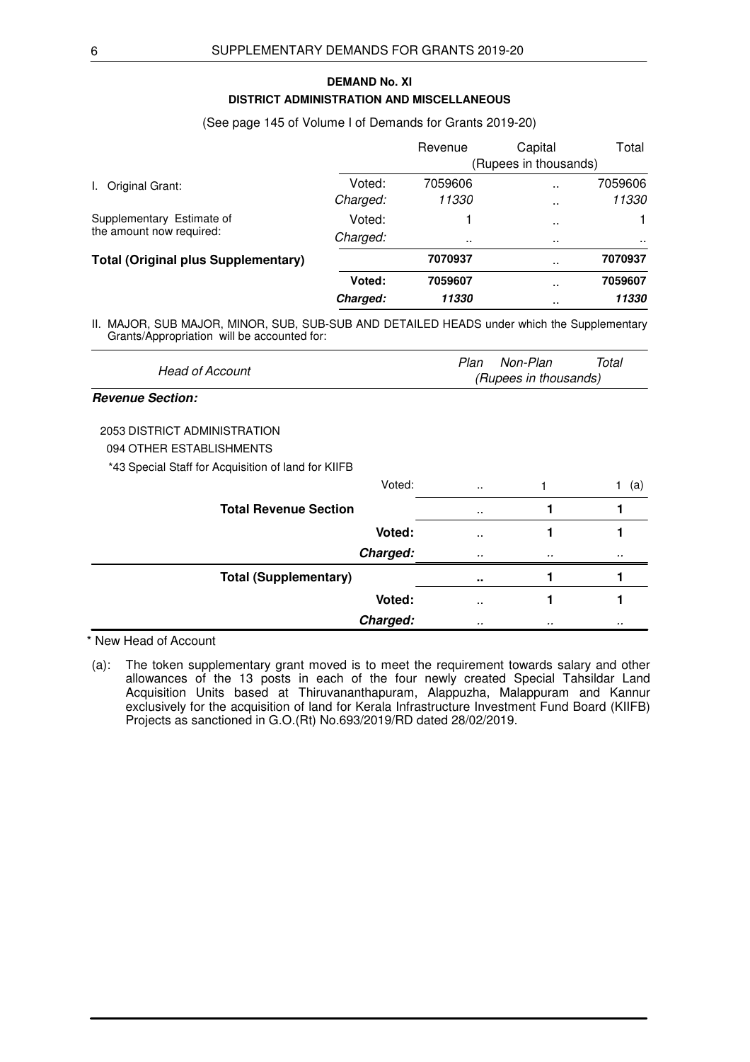## DEMAND No. XI

### DISTRICT ADMINISTRATION AND MISCELLANEOUS

(See page 145 of Volume I of Demands for Grants 2019-20)

| | | Revenue | Capital | Total |
|---|---|---|---|---|
| | | (Rupees in thousands) | | |
| I. Original Grant: | Voted: | 7059606 | .. | 7059606 |
| | *Charged:* | *11330* | .. | *11330* |
| Supplementary Estimate of the amount now required: | Voted: | 1 | .. | 1 |
| | *Charged:* | .. | .. | .. |
| **Total (Original plus Supplementary)** | | **7070937** | .. | **7070937** |
| | **Voted:** | **7059607** | .. | **7059607** |
| | ***Charged:*** | ***11330*** | .. | ***11330*** |

II. MAJOR, SUB MAJOR, MINOR, SUB, SUB-SUB AND DETAILED HEADS under which the Supplementary Grants/Appropriation will be accounted for:

| *Head of Account* | | *Plan* | *Non-Plan* | *Total* |
|---|---|---|---|---|
| | | *(Rupees in thousands)* | | |
| ***Revenue Section:*** | | | | |
| 2053 DISTRICT ADMINISTRATION | | | | |
| 094 OTHER ESTABLISHMENTS | | | | |
| *43 Special Staff for Acquisition of land for KIIFB | | | | |
| | Voted: | .. | 1 | 1 (a) |
| **Total Revenue Section** | | .. | **1** | **1** |
| | **Voted:** | .. | **1** | **1** |
| | ***Charged:*** | .. | .. | .. |
| **Total (Supplementary)** | | **..** | **1** | **1** |
| | **Voted:** | .. | **1** | **1** |
| | ***Charged:*** | .. | .. | .. |

\* New Head of Account

(a): The token supplementary grant moved is to meet the requirement towards salary and other allowances of the 13 posts in each of the four newly created Special Tahsildar Land Acquisition Units based at Thiruvananthapuram, Alappuzha, Malappuram and Kannur exclusively for the acquisition of land for Kerala Infrastructure Investment Fund Board (KIIFB) Projects as sanctioned in G.O.(Rt) No.693/2019/RD dated 28/02/2019.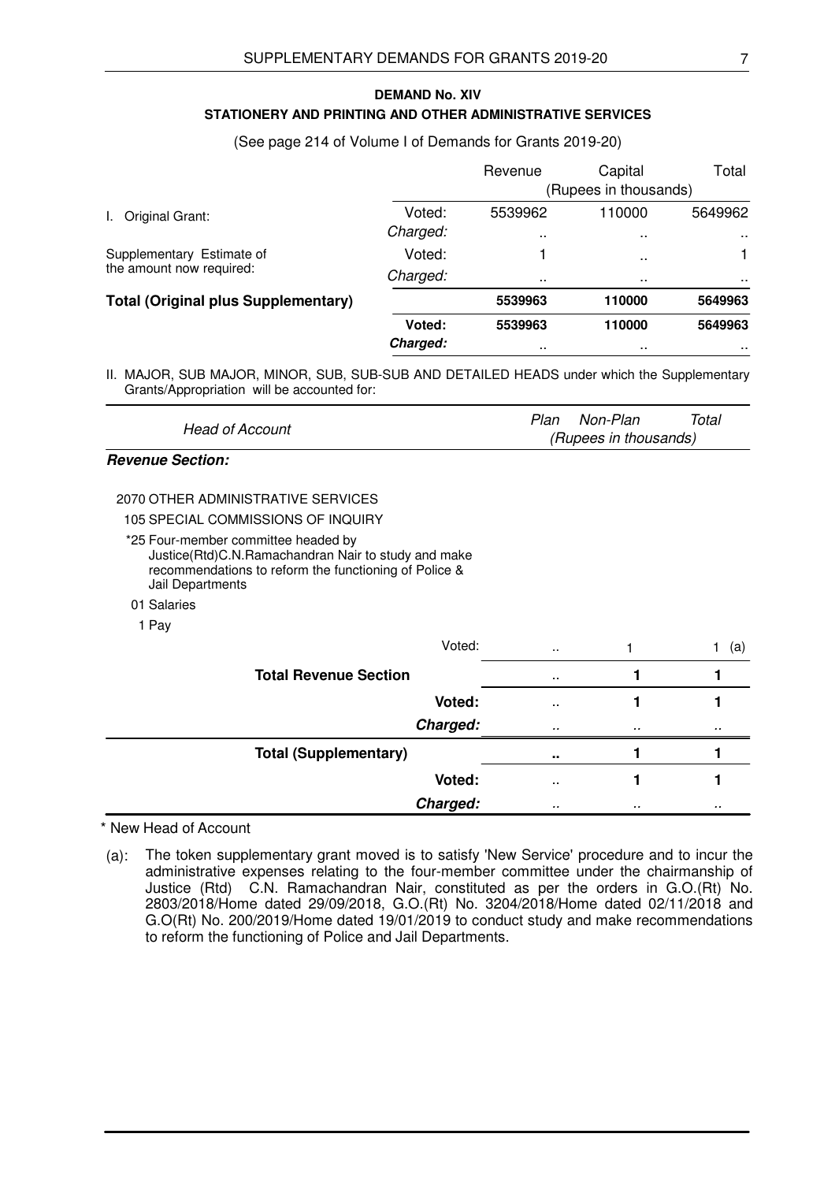## DEMAND No. XIV

### STATIONERY AND PRINTING AND OTHER ADMINISTRATIVE SERVICES

(See page 214 of Volume I of Demands for Grants 2019-20)

| | | Revenue | Capital | Total |
|---|---|---|---|---|
| | | (Rupees in thousands) | | |
| I. Original Grant: | Voted: | 5539962 | 110000 | 5649962 |
| | *Charged:* | .. | .. | .. |
| Supplementary Estimate of the amount now required: | Voted: | 1 | .. | 1 |
| | *Charged:* | .. | .. | .. |
| **Total (Original plus Supplementary)** | | **5539963** | **110000** | **5649963** |
| | **Voted:** | **5539963** | **110000** | **5649963** |
| | ***Charged:*** | .. | .. | .. |

II. MAJOR, SUB MAJOR, MINOR, SUB, SUB-SUB AND DETAILED HEADS under which the Supplementary Grants/Appropriation will be accounted for:

| *Head of Account* | | *Plan* | *Non-Plan* | *Total* |
|---|---|---|---|---|
| | | *(Rupees in thousands)* | | |
| ***Revenue Section:*** | | | | |
| 2070 OTHER ADMINISTRATIVE SERVICES | | | | |
| 105 SPECIAL COMMISSIONS OF INQUIRY | | | | |
| *25 Four-member committee headed by Justice(Rtd)C.N.Ramachandran Nair to study and make recommendations to reform the functioning of Police & Jail Departments | | | | |
| 01 Salaries | | | | |
| 1 Pay | | | | |
| | Voted: | .. | 1 | 1 (a) |
| **Total Revenue Section** | | .. | **1** | **1** |
| | **Voted:** | .. | **1** | **1** |
| | ***Charged:*** | .. | .. | .. |
| **Total (Supplementary)** | | **..** | **1** | **1** |
| | **Voted:** | .. | **1** | **1** |
| | ***Charged:*** | .. | .. | .. |

\* New Head of Account

(a): The token supplementary grant moved is to satisfy 'New Service' procedure and to incur the administrative expenses relating to the four-member committee under the chairmanship of Justice (Rtd) C.N. Ramachandran Nair, constituted as per the orders in G.O.(Rt) No. 2803/2018/Home dated 29/09/2018, G.O.(Rt) No. 3204/2018/Home dated 02/11/2018 and G.O(Rt) No. 200/2019/Home dated 19/01/2019 to conduct study and make recommendations to reform the functioning of Police and Jail Departments.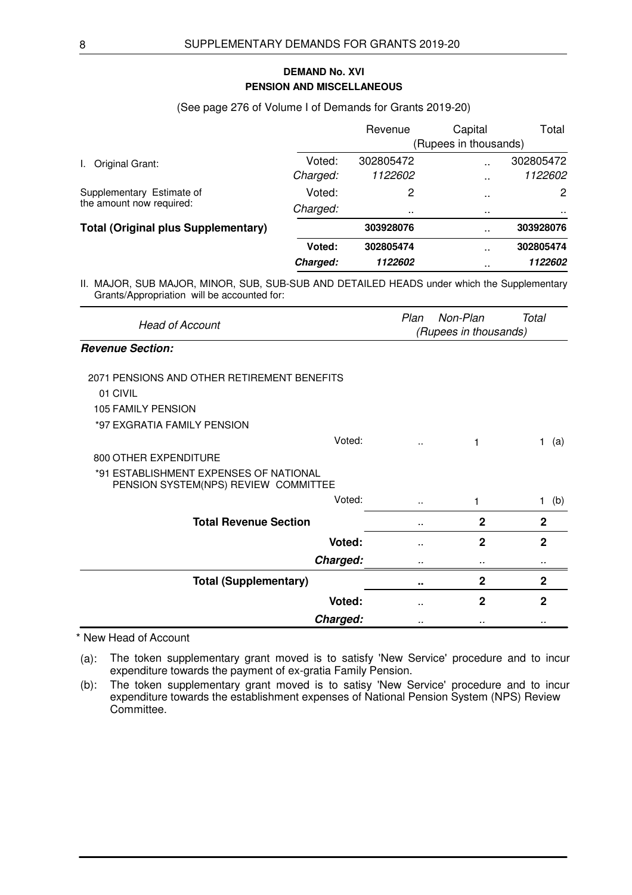## DEMAND No. XVI
## PENSION AND MISCELLANEOUS

(See page 276 of Volume I of Demands for Grants 2019-20)

| | | Revenue | Capital | Total |
|---|---|---|---|---|
| | | (Rupees in thousands) | | |
| I. Original Grant: | Voted: | 302805472 | .. | 302805472 |
| | *Charged:* | *1122602* | .. | *1122602* |
| Supplementary Estimate of the amount now required: | Voted: | 2 | .. | 2 |
| | *Charged:* | .. | .. | .. |
| **Total (Original plus Supplementary)** | | **303928076** | .. | **303928076** |
| | **Voted:** | **302805474** | .. | **302805474** |
| | ***Charged:*** | ***1122602*** | .. | ***1122602*** |

II. MAJOR, SUB MAJOR, MINOR, SUB, SUB-SUB AND DETAILED HEADS under which the Supplementary Grants/Appropriation will be accounted for:

| *Head of Account* | | *Plan* | *Non-Plan* | *Total* |
|---|---|---|---|---|
| | | *(Rupees in thousands)* | | |
| ***Revenue Section:*** | | | | |
| 2071 PENSIONS AND OTHER RETIREMENT BENEFITS | | | | |
| 01 CIVIL | | | | |
| 105 FAMILY PENSION | | | | |
| *97 EXGRATIA FAMILY PENSION | | | | |
| | Voted: | .. | 1 | 1 (a) |
| 800 OTHER EXPENDITURE | | | | |
| *91 ESTABLISHMENT EXPENSES OF NATIONAL PENSION SYSTEM(NPS) REVIEW COMMITTEE | | | | |
| | Voted: | .. | 1 | 1 (b) |
| **Total Revenue Section** | | .. | **2** | **2** |
| | **Voted:** | .. | **2** | **2** |
| | ***Charged:*** | .. | .. | .. |
| **Total (Supplementary)** | | **..** | **2** | **2** |
| | **Voted:** | .. | **2** | **2** |
| | ***Charged:*** | .. | .. | .. |

\* New Head of Account

(a): The token supplementary grant moved is to satisfy 'New Service' procedure and to incur expenditure towards the payment of ex-gratia Family Pension.

(b): The token supplementary grant moved is to satisy 'New Service' procedure and to incur expenditure towards the establishment expenses of National Pension System (NPS) Review Committee.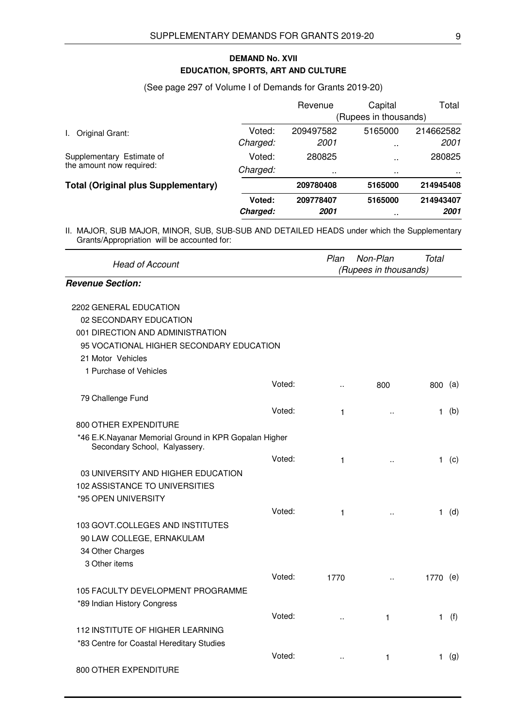## DEMAND No. XVII
## EDUCATION, SPORTS, ART AND CULTURE

(See page 297 of Volume I of Demands for Grants 2019-20)

| | | Revenue | Capital | Total |
|---|---|---|---|---|
| | | (Rupees in thousands) | | |
| I. Original Grant: | Voted: | 209497582 | 5165000 | 214662582 |
| | *Charged:* | *2001* | .. | *2001* |
| Supplementary Estimate of the amount now required: | Voted: | 280825 | .. | 280825 |
| | *Charged:* | .. | .. | .. |
| **Total (Original plus Supplementary)** | | **209780408** | **5165000** | **214945408** |
| | **Voted:** | **209778407** | **5165000** | **214943407** |
| | ***Charged:*** | ***2001*** | .. | ***2001*** |

II. MAJOR, SUB MAJOR, MINOR, SUB, SUB-SUB AND DETAILED HEADS under which the Supplementary Grants/Appropriation will be accounted for:

| *Head of Account* | | *Plan* | *Non-Plan* | *Total* | |
|---|---|---|---|---|---|
| | | *(Rupees in thousands)* | | | |
| ***Revenue Section:*** | | | | | |
| 2202 GENERAL EDUCATION | | | | | |
| 02 SECONDARY EDUCATION | | | | | |
| 001 DIRECTION AND ADMINISTRATION | | | | | |
| 95 VOCATIONAL HIGHER SECONDARY EDUCATION | | | | | |
| 21 Motor Vehicles | | | | | |
| 1 Purchase of Vehicles | | | | | |
| | Voted: | .. | 800 | 800 | (a) |
| 79 Challenge Fund | | | | | |
| | Voted: | 1 | .. | 1 | (b) |
| 800 OTHER EXPENDITURE | | | | | |
| *46 E.K.Nayanar Memorial Ground in KPR Gopalan Higher Secondary School, Kalyassery. | | | | | |
| | Voted: | 1 | .. | 1 | (c) |
| 03 UNIVERSITY AND HIGHER EDUCATION | | | | | |
| 102 ASSISTANCE TO UNIVERSITIES | | | | | |
| *95 OPEN UNIVERSITY | | | | | |
| | Voted: | 1 | .. | 1 | (d) |
| 103 GOVT.COLLEGES AND INSTITUTES | | | | | |
| 90 LAW COLLEGE, ERNAKULAM | | | | | |
| 34 Other Charges | | | | | |
| 3 Other items | | | | | |
| | Voted: | 1770 | .. | 1770 | (e) |
| 105 FACULTY DEVELOPMENT PROGRAMME | | | | | |
| *89 Indian History Congress | | | | | |
| | Voted: | .. | 1 | 1 | (f) |
| 112 INSTITUTE OF HIGHER LEARNING | | | | | |
| *83 Centre for Coastal Hereditary Studies | | | | | |
| | Voted: | .. | 1 | 1 | (g) |
| 800 OTHER EXPENDITURE | | | | | |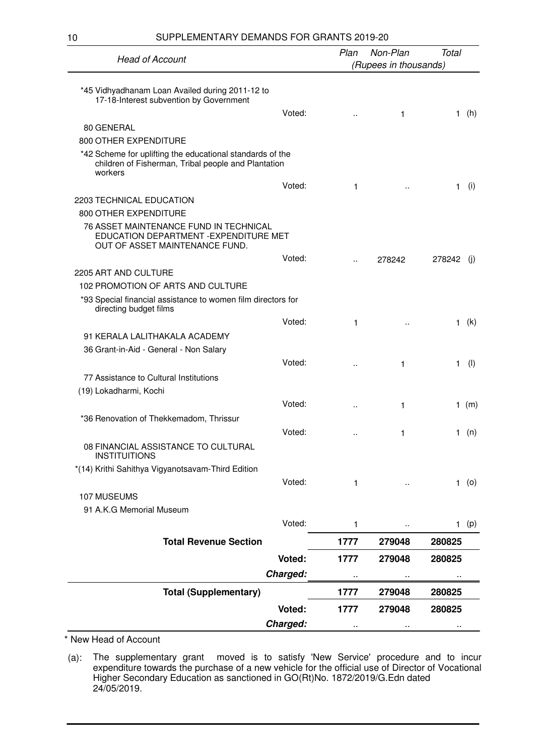| Head of Account | | Plan | Non-Plan | Total | |
|---|---|---|---|---|---|
| | | (Rupees in thousands) | | | |
| *45 Vidhyadhanam Loan Availed during 2011-12 to 17-18-Interest subvention by Government | | | | | |
| | Voted: | .. | 1 | 1 | (h) |
| 80 GENERAL | | | | | |
| 800 OTHER EXPENDITURE | | | | | |
| *42 Scheme for uplifting the educational standards of the children of Fisherman, Tribal people and Plantation workers | | | | | |
| | Voted: | 1 | .. | 1 | (i) |
| 2203 TECHNICAL EDUCATION | | | | | |
| 800 OTHER EXPENDITURE | | | | | |
| 76 ASSET MAINTENANCE FUND IN TECHNICAL EDUCATION DEPARTMENT -EXPENDITURE MET OUT OF ASSET MAINTENANCE FUND. | | | | | |
| | Voted: | .. | 278242 | 278242 | (j) |
| 2205 ART AND CULTURE | | | | | |
| 102 PROMOTION OF ARTS AND CULTURE | | | | | |
| *93 Special financial assistance to women film directors for directing budget films | | | | | |
| | Voted: | 1 | .. | 1 | (k) |
| 91 KERALA LALITHAKALA ACADEMY | | | | | |
| 36 Grant-in-Aid - General - Non Salary | | | | | |
| | Voted: | .. | 1 | 1 | (l) |
| 77 Assistance to Cultural Institutions | | | | | |
| (19) Lokadharmi, Kochi | | | | | |
| | Voted: | .. | 1 | 1 | (m) |
| *36 Renovation of Thekkemadom, Thrissur | | | | | |
| | Voted: | .. | 1 | 1 | (n) |
| 08 FINANCIAL ASSISTANCE TO CULTURAL INSTITUITIONS | | | | | |
| *(14) Krithi Sahithya Vigyanotsavam-Third Edition | | | | | |
| | Voted: | 1 | .. | 1 | (o) |
| 107 MUSEUMS | | | | | |
| 91 A.K.G Memorial Museum | | | | | |
| | Voted: | 1 | .. | 1 | (p) |
| **Total Revenue Section** | | **1777** | **279048** | **280825** | |
| | **Voted:** | **1777** | **279048** | **280825** | |
| | ***Charged:*** | .. | .. | .. | |
| **Total (Supplementary)** | | **1777** | **279048** | **280825** | |
| | **Voted:** | **1777** | **279048** | **280825** | |
| | ***Charged:*** | .. | .. | .. | |

\* New Head of Account

(a): The supplementary grant moved is to satisfy 'New Service' procedure and to incur expenditure towards the purchase of a new vehicle for the official use of Director of Vocational Higher Secondary Education as sanctioned in GO(Rt)No. 1872/2019/G.Edn dated 24/05/2019.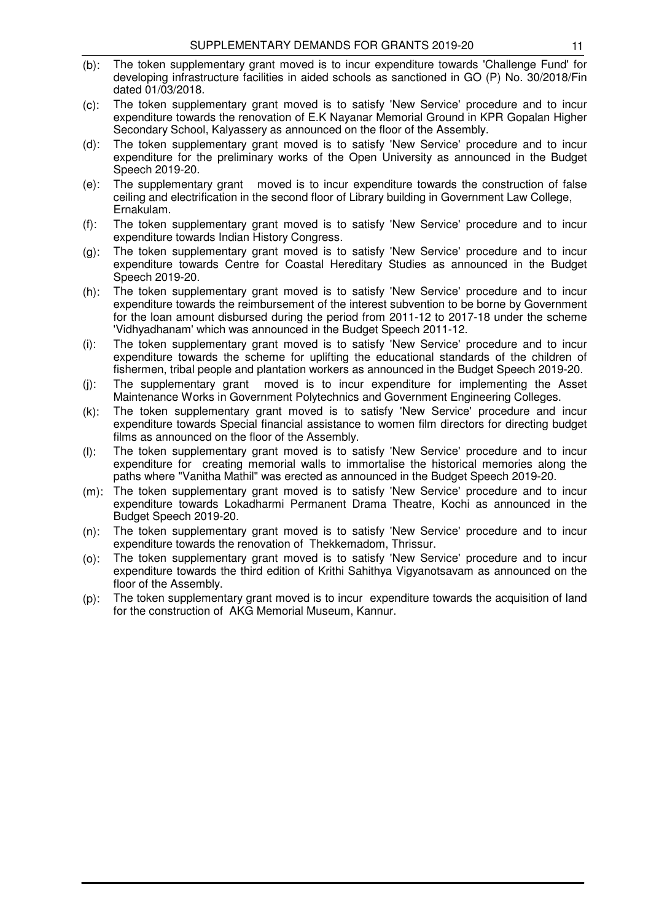(b): The token supplementary grant moved is to incur expenditure towards 'Challenge Fund' for developing infrastructure facilities in aided schools as sanctioned in GO (P) No. 30/2018/Fin dated 01/03/2018.

(c): The token supplementary grant moved is to satisfy 'New Service' procedure and to incur expenditure towards the renovation of E.K Nayanar Memorial Ground in KPR Gopalan Higher Secondary School, Kalyassery as announced on the floor of the Assembly.

(d): The token supplementary grant moved is to satisfy 'New Service' procedure and to incur expenditure for the preliminary works of the Open University as announced in the Budget Speech 2019-20.

(e): The supplementary grant moved is to incur expenditure towards the construction of false ceiling and electrification in the second floor of Library building in Government Law College, Ernakulam.

(f): The token supplementary grant moved is to satisfy 'New Service' procedure and to incur expenditure towards Indian History Congress.

(g): The token supplementary grant moved is to satisfy 'New Service' procedure and to incur expenditure towards Centre for Coastal Hereditary Studies as announced in the Budget Speech 2019-20.

(h): The token supplementary grant moved is to satisfy 'New Service' procedure and to incur expenditure towards the reimbursement of the interest subvention to be borne by Government for the loan amount disbursed during the period from 2011-12 to 2017-18 under the scheme 'Vidhyadhanam' which was announced in the Budget Speech 2011-12.

(i): The token supplementary grant moved is to satisfy 'New Service' procedure and to incur expenditure towards the scheme for uplifting the educational standards of the children of fishermen, tribal people and plantation workers as announced in the Budget Speech 2019-20.

(j): The supplementary grant moved is to incur expenditure for implementing the Asset Maintenance Works in Government Polytechnics and Government Engineering Colleges.

(k): The token supplementary grant moved is to satisfy 'New Service' procedure and incur expenditure towards Special financial assistance to women film directors for directing budget films as announced on the floor of the Assembly.

(l): The token supplementary grant moved is to satisfy 'New Service' procedure and to incur expenditure for creating memorial walls to immortalise the historical memories along the paths where "Vanitha Mathil" was erected as announced in the Budget Speech 2019-20.

(m): The token supplementary grant moved is to satisfy 'New Service' procedure and to incur expenditure towards Lokadharmi Permanent Drama Theatre, Kochi as announced in the Budget Speech 2019-20.

(n): The token supplementary grant moved is to satisfy 'New Service' procedure and to incur expenditure towards the renovation of Thekkemadom, Thrissur.

(o): The token supplementary grant moved is to satisfy 'New Service' procedure and to incur expenditure towards the third edition of Krithi Sahithya Vigyanotsavam as announced on the floor of the Assembly.

(p): The token supplementary grant moved is to incur expenditure towards the acquisition of land for the construction of AKG Memorial Museum, Kannur.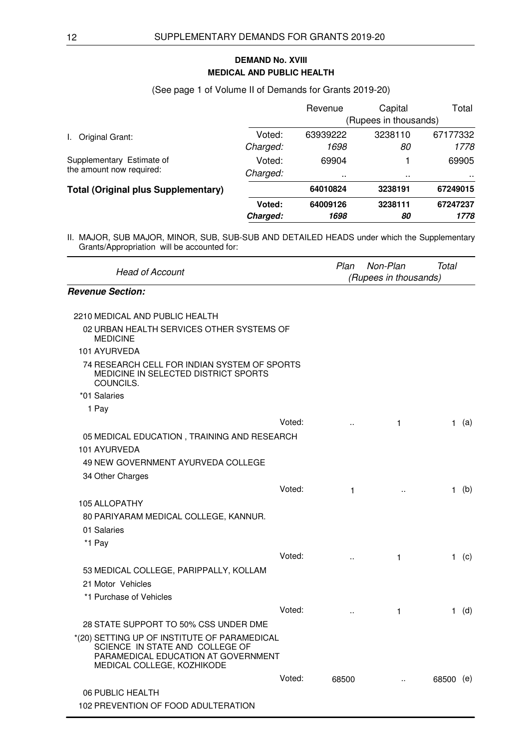## DEMAND No. XVIII
## MEDICAL AND PUBLIC HEALTH

(See page 1 of Volume II of Demands for Grants 2019-20)

| | | Revenue | Capital | Total |
|---|---|---|---|---|
| | | (Rupees in thousands) | | |
| I. Original Grant: | Voted: | 63939222 | 3238110 | 67177332 |
| | *Charged:* | *1698* | *80* | *1778* |
| Supplementary Estimate of the amount now required: | Voted: | 69904 | 1 | 69905 |
| | *Charged:* | .. | .. | .. |
| **Total (Original plus Supplementary)** | | **64010824** | **3238191** | **67249015** |
| | **Voted:** | **64009126** | **3238111** | **67247237** |
| | ***Charged:*** | ***1698*** | ***80*** | ***1778*** |

II. MAJOR, SUB MAJOR, MINOR, SUB, SUB-SUB AND DETAILED HEADS under which the Supplementary Grants/Appropriation will be accounted for:

| *Head of Account* | | *Plan* | *Non-Plan* | *Total* | |
|---|---|---|---|---|---|
| | | *(Rupees in thousands)* | | | |
| ***Revenue Section:*** | | | | | |
| 2210 MEDICAL AND PUBLIC HEALTH | | | | | |
| 02 URBAN HEALTH SERVICES OTHER SYSTEMS OF MEDICINE | | | | | |
| 101 AYURVEDA | | | | | |
| 74 RESEARCH CELL FOR INDIAN SYSTEM OF SPORTS MEDICINE IN SELECTED DISTRICT SPORTS COUNCILS. | | | | | |
| *01 Salaries | | | | | |
| 1 Pay | | | | | |
| | Voted: | .. | 1 | 1 | (a) |
| 05 MEDICAL EDUCATION , TRAINING AND RESEARCH | | | | | |
| 101 AYURVEDA | | | | | |
| 49 NEW GOVERNMENT AYURVEDA COLLEGE | | | | | |
| 34 Other Charges | | | | | |
| | Voted: | 1 | .. | 1 | (b) |
| 105 ALLOPATHY | | | | | |
| 80 PARIYARAM MEDICAL COLLEGE, KANNUR. | | | | | |
| 01 Salaries | | | | | |
| *1 Pay | | | | | |
| | Voted: | .. | 1 | 1 | (c) |
| 53 MEDICAL COLLEGE, PARIPPALLY, KOLLAM | | | | | |
| 21 Motor Vehicles | | | | | |
| *1 Purchase of Vehicles | | | | | |
| | Voted: | .. | 1 | 1 | (d) |
| 28 STATE SUPPORT TO 50% CSS UNDER DME | | | | | |
| *(20) SETTING UP OF INSTITUTE OF PARAMEDICAL SCIENCE IN STATE AND COLLEGE OF PARAMEDICAL EDUCATION AT GOVERNMENT MEDICAL COLLEGE, KOZHIKODE | | | | | |
| | Voted: | 68500 | .. | 68500 | (e) |
| 06 PUBLIC HEALTH | | | | | |
| 102 PREVENTION OF FOOD ADULTERATION | | | | | |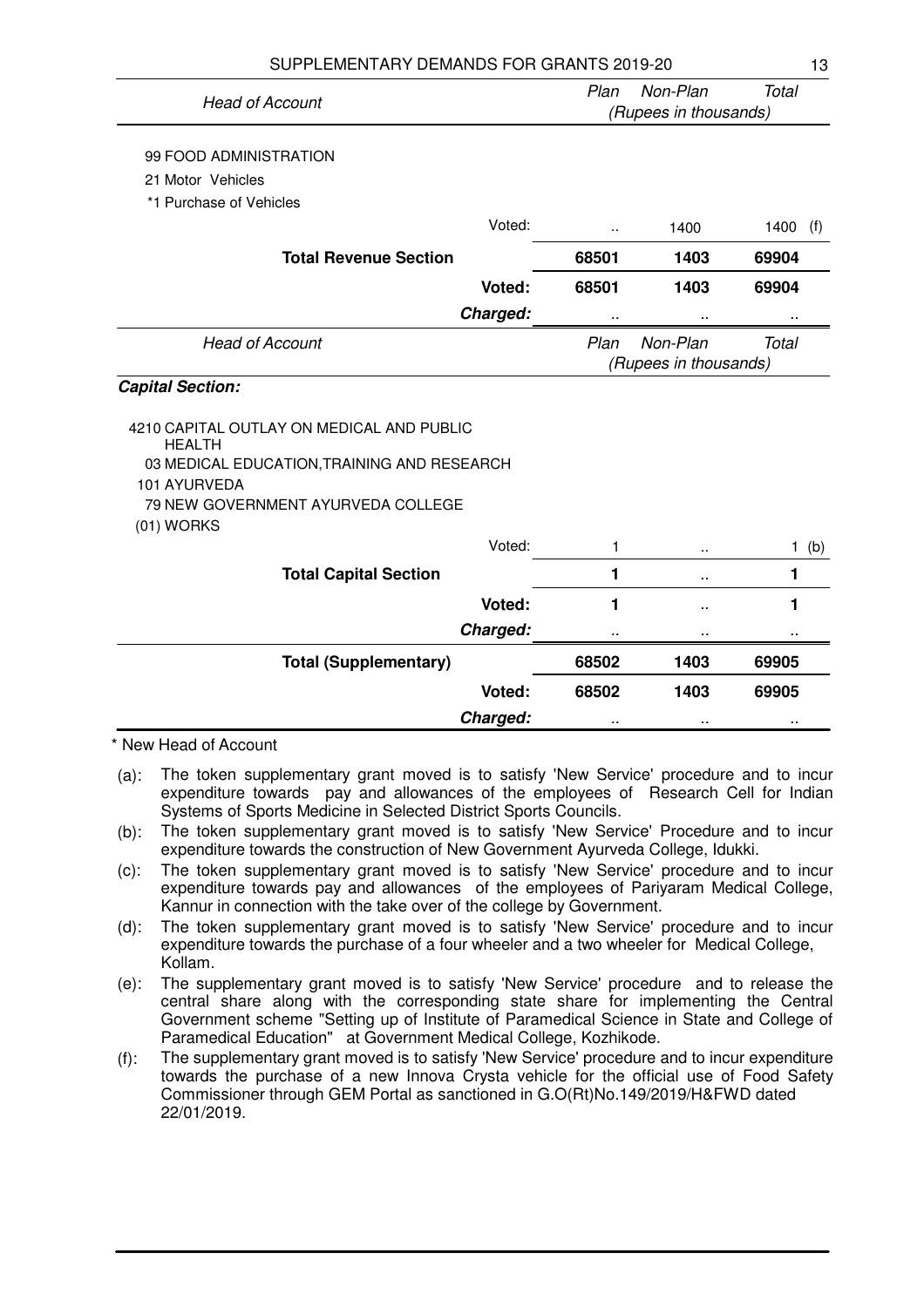| Head of Account | | Plan | Non-Plan | Total | |
|---|---|---|---|---|---|
| | | (Rupees in thousands) | | | |
| 99 FOOD ADMINISTRATION | | | | | |
| 21 Motor Vehicles | | | | | |
| *1 Purchase of Vehicles | | | | | |
| | Voted: | .. | 1400 | 1400 | (f) |
| **Total Revenue Section** | | **68501** | **1403** | **69904** | |
| | **Voted:** | **68501** | **1403** | **69904** | |
| | ***Charged:*** | .. | .. | .. | |

| Head of Account | | Plan | Non-Plan | Total | |
|---|---|---|---|---|---|
| | | (Rupees in thousands) | | | |
| ***Capital Section:*** | | | | | |
| 4210 CAPITAL OUTLAY ON MEDICAL AND PUBLIC HEALTH | | | | | |
| 03 MEDICAL EDUCATION,TRAINING AND RESEARCH | | | | | |
| 101 AYURVEDA | | | | | |
| 79 NEW GOVERNMENT AYURVEDA COLLEGE | | | | | |
| (01) WORKS | | | | | |
| | Voted: | 1 | .. | 1 | (b) |
| **Total Capital Section** | | **1** | .. | **1** | |
| | **Voted:** | **1** | .. | **1** | |
| | ***Charged:*** | .. | .. | .. | |
| **Total (Supplementary)** | | **68502** | **1403** | **69905** | |
| | **Voted:** | **68502** | **1403** | **69905** | |
| | ***Charged:*** | .. | .. | .. | |

\* New Head of Account

(a): The token supplementary grant moved is to satisfy 'New Service' procedure and to incur expenditure towards pay and allowances of the employees of Research Cell for Indian Systems of Sports Medicine in Selected District Sports Councils.

(b): The token supplementary grant moved is to satisfy 'New Service' Procedure and to incur expenditure towards the construction of New Government Ayurveda College, Idukki.

(c): The token supplementary grant moved is to satisfy 'New Service' procedure and to incur expenditure towards pay and allowances of the employees of Pariyaram Medical College, Kannur in connection with the take over of the college by Government.

(d): The token supplementary grant moved is to satisfy 'New Service' procedure and to incur expenditure towards the purchase of a four wheeler and a two wheeler for Medical College, Kollam.

(e): The supplementary grant moved is to satisfy 'New Service' procedure and to release the central share along with the corresponding state share for implementing the Central Government scheme "Setting up of Institute of Paramedical Science in State and College of Paramedical Education" at Government Medical College, Kozhikode.

(f): The supplementary grant moved is to satisfy 'New Service' procedure and to incur expenditure towards the purchase of a new Innova Crysta vehicle for the official use of Food Safety Commissioner through GEM Portal as sanctioned in G.O(Rt)No.149/2019/H&FWD dated 22/01/2019.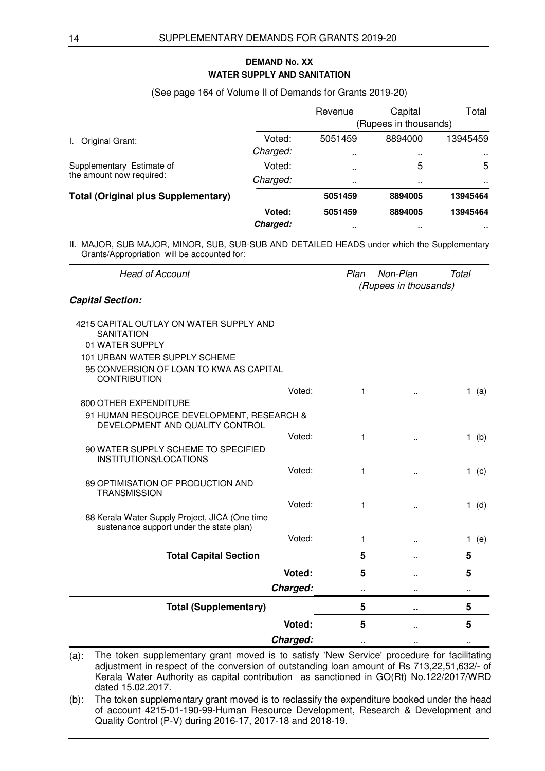## DEMAND No. XX
## WATER SUPPLY AND SANITATION

(See page 164 of Volume II of Demands for Grants 2019-20)

| | | Revenue | Capital | Total |
|---|---|---|---|---|
| | | (Rupees in thousands) | | |
| I. Original Grant: | Voted: | 5051459 | 8894000 | 13945459 |
| | *Charged:* | .. | .. | .. |
| Supplementary Estimate of the amount now required: | Voted: | .. | 5 | 5 |
| | *Charged:* | .. | .. | .. |
| **Total (Original plus Supplementary)** | | **5051459** | **8894005** | **13945464** |
| | **Voted:** | **5051459** | **8894005** | **13945464** |
| | ***Charged:*** | .. | .. | .. |

II. MAJOR, SUB MAJOR, MINOR, SUB, SUB-SUB AND DETAILED HEADS under which the Supplementary Grants/Appropriation will be accounted for:

| *Head of Account* | | *Plan* | *Non-Plan* | *Total* |
|---|---|---|---|---|
| | | *(Rupees in thousands)* | | |
| ***Capital Section:*** | | | | |
| 4215 CAPITAL OUTLAY ON WATER SUPPLY AND SANITATION | | | | |
| 01 WATER SUPPLY | | | | |
| 101 URBAN WATER SUPPLY SCHEME | | | | |
| 95 CONVERSION OF LOAN TO KWA AS CAPITAL CONTRIBUTION | Voted: | 1 | .. | 1 (a) |
| 800 OTHER EXPENDITURE | | | | |
| 91 HUMAN RESOURCE DEVELOPMENT, RESEARCH & DEVELOPMENT AND QUALITY CONTROL | Voted: | 1 | .. | 1 (b) |
| 90 WATER SUPPLY SCHEME TO SPECIFIED INSTITUTIONS/LOCATIONS | Voted: | 1 | .. | 1 (c) |
| 89 OPTIMISATION OF PRODUCTION AND TRANSMISSION | Voted: | 1 | .. | 1 (d) |
| 88 Kerala Water Supply Project, JICA (One time sustenance support under the state plan) | Voted: | 1 | .. | 1 (e) |
| **Total Capital Section** | | **5** | .. | **5** |
| | **Voted:** | **5** | .. | **5** |
| | ***Charged:*** | .. | .. | .. |
| **Total (Supplementary)** | | **5** | **..** | **5** |
| | **Voted:** | **5** | .. | **5** |
| | ***Charged:*** | .. | .. | .. |

(a): The token supplementary grant moved is to satisfy 'New Service' procedure for facilitating adjustment in respect of the conversion of outstanding loan amount of Rs 713,22,51,632/- of Kerala Water Authority as capital contribution as sanctioned in GO(Rt) No.122/2017/WRD dated 15.02.2017.

(b): The token supplementary grant moved is to reclassify the expenditure booked under the head of account 4215-01-190-99-Human Resource Development, Research & Development and Quality Control (P-V) during 2016-17, 2017-18 and 2018-19.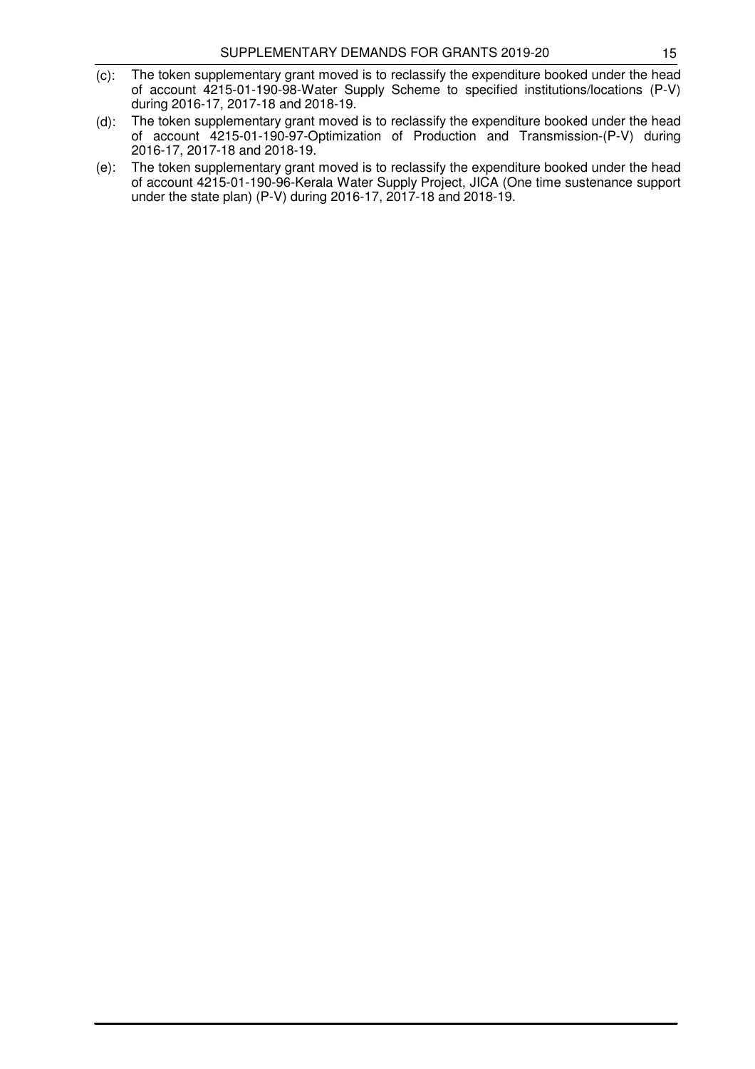(c): The token supplementary grant moved is to reclassify the expenditure booked under the head of account 4215-01-190-98-Water Supply Scheme to specified institutions/locations (P-V) during 2016-17, 2017-18 and 2018-19.

(d): The token supplementary grant moved is to reclassify the expenditure booked under the head of account 4215-01-190-97-Optimization of Production and Transmission-(P-V) during 2016-17, 2017-18 and 2018-19.

(e): The token supplementary grant moved is to reclassify the expenditure booked under the head of account 4215-01-190-96-Kerala Water Supply Project, JICA (One time sustenance support under the state plan) (P-V) during 2016-17, 2017-18 and 2018-19.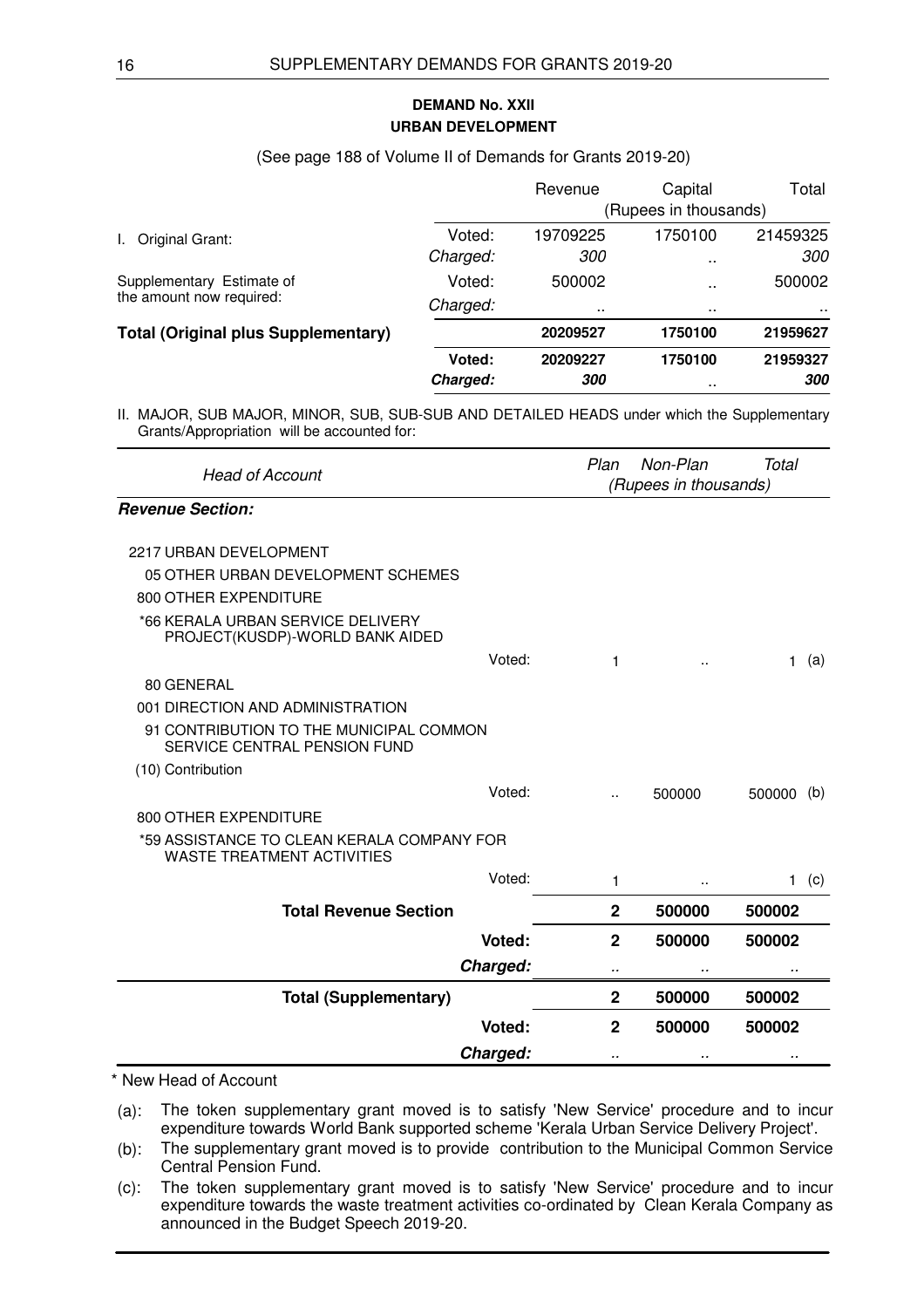## DEMAND No. XXII
## URBAN DEVELOPMENT

(See page 188 of Volume II of Demands for Grants 2019-20)

| | | Revenue | Capital | Total |
|---|---|---|---|---|
| | | (Rupees in thousands) | | |
| I. Original Grant: | Voted: | 19709225 | 1750100 | 21459325 |
| | *Charged:* | *300* | .. | *300* |
| Supplementary Estimate of the amount now required: | Voted: | 500002 | .. | 500002 |
| | *Charged:* | .. | .. | .. |
| **Total (Original plus Supplementary)** | | **20209527** | **1750100** | **21959627** |
| | **Voted:** | **20209227** | **1750100** | **21959327** |
| | ***Charged:*** | ***300*** | .. | ***300*** |

II. MAJOR, SUB MAJOR, MINOR, SUB, SUB-SUB AND DETAILED HEADS under which the Supplementary Grants/Appropriation will be accounted for:

| *Head of Account* | | *Plan* | *Non-Plan* | *Total* | |
|---|---|---|---|---|---|
| | | *(Rupees in thousands)* | | | |
| ***Revenue Section:*** | | | | | |
| 2217 URBAN DEVELOPMENT | | | | | |
| 05 OTHER URBAN DEVELOPMENT SCHEMES | | | | | |
| 800 OTHER EXPENDITURE | | | | | |
| *66 KERALA URBAN SERVICE DELIVERY PROJECT(KUSDP)-WORLD BANK AIDED | | | | | |
| | Voted: | 1 | .. | 1 | (a) |
| 80 GENERAL | | | | | |
| 001 DIRECTION AND ADMINISTRATION | | | | | |
| 91 CONTRIBUTION TO THE MUNICIPAL COMMON SERVICE CENTRAL PENSION FUND | | | | | |
| (10) Contribution | | | | | |
| | Voted: | .. | 500000 | 500000 | (b) |
| 800 OTHER EXPENDITURE | | | | | |
| *59 ASSISTANCE TO CLEAN KERALA COMPANY FOR WASTE TREATMENT ACTIVITIES | | | | | |
| | Voted: | 1 | .. | 1 | (c) |
| **Total Revenue Section** | | **2** | **500000** | **500002** | |
| | **Voted:** | **2** | **500000** | **500002** | |
| | ***Charged:*** | .. | .. | .. | |
| **Total (Supplementary)** | | **2** | **500000** | **500002** | |
| | **Voted:** | **2** | **500000** | **500002** | |
| | ***Charged:*** | .. | .. | .. | |

\* New Head of Account

(a): The token supplementary grant moved is to satisfy 'New Service' procedure and to incur expenditure towards World Bank supported scheme 'Kerala Urban Service Delivery Project'.

(b): The supplementary grant moved is to provide contribution to the Municipal Common Service Central Pension Fund.

(c): The token supplementary grant moved is to satisfy 'New Service' procedure and to incur expenditure towards the waste treatment activities co-ordinated by Clean Kerala Company as announced in the Budget Speech 2019-20.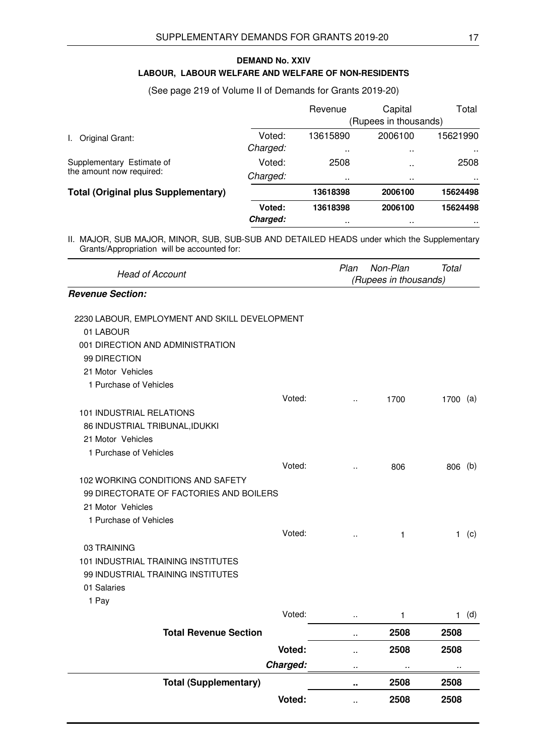## DEMAND No. XXIV

### LABOUR, LABOUR WELFARE AND WELFARE OF NON-RESIDENTS

(See page 219 of Volume II of Demands for Grants 2019-20)

| | | Revenue | Capital | Total |
|---|---|---|---|---|
| | | (Rupees in thousands) | | |
| I. Original Grant: | Voted: | 13615890 | 2006100 | 15621990 |
| | *Charged:* | .. | .. | .. |
| Supplementary Estimate of the amount now required: | Voted: | 2508 | .. | 2508 |
| | *Charged:* | .. | .. | .. |
| **Total (Original plus Supplementary)** | | **13618398** | **2006100** | **15624498** |
| | **Voted:** | **13618398** | **2006100** | **15624498** |
| | ***Charged:*** | .. | .. | .. |

II. MAJOR, SUB MAJOR, MINOR, SUB, SUB-SUB AND DETAILED HEADS under which the Supplementary Grants/Appropriation will be accounted for:

| *Head of Account* | | *Plan* | *Non-Plan* | *Total* | |
|---|---|---|---|---|---|
| | | *(Rupees in thousands)* | | | |
| ***Revenue Section:*** | | | | | |
| 2230 LABOUR, EMPLOYMENT AND SKILL DEVELOPMENT | | | | | |
| 01 LABOUR | | | | | |
| 001 DIRECTION AND ADMINISTRATION | | | | | |
| 99 DIRECTION | | | | | |
| 21 Motor Vehicles | | | | | |
| 1 Purchase of Vehicles | | | | | |
| | Voted: | .. | 1700 | 1700 | (a) |
| 101 INDUSTRIAL RELATIONS | | | | | |
| 86 INDUSTRIAL TRIBUNAL,IDUKKI | | | | | |
| 21 Motor Vehicles | | | | | |
| 1 Purchase of Vehicles | | | | | |
| | Voted: | .. | 806 | 806 | (b) |
| 102 WORKING CONDITIONS AND SAFETY | | | | | |
| 99 DIRECTORATE OF FACTORIES AND BOILERS | | | | | |
| 21 Motor Vehicles | | | | | |
| 1 Purchase of Vehicles | | | | | |
| | Voted: | .. | 1 | 1 | (c) |
| 03 TRAINING | | | | | |
| 101 INDUSTRIAL TRAINING INSTITUTES | | | | | |
| 99 INDUSTRIAL TRAINING INSTITUTES | | | | | |
| 01 Salaries | | | | | |
| 1 Pay | | | | | |
| | Voted: | .. | 1 | 1 | (d) |
| **Total Revenue Section** | | .. | **2508** | **2508** | |
| | **Voted:** | .. | **2508** | **2508** | |
| | ***Charged:*** | .. | .. | .. | |
| **Total (Supplementary)** | | **..** | **2508** | **2508** | |
| | **Voted:** | .. | **2508** | **2508** | |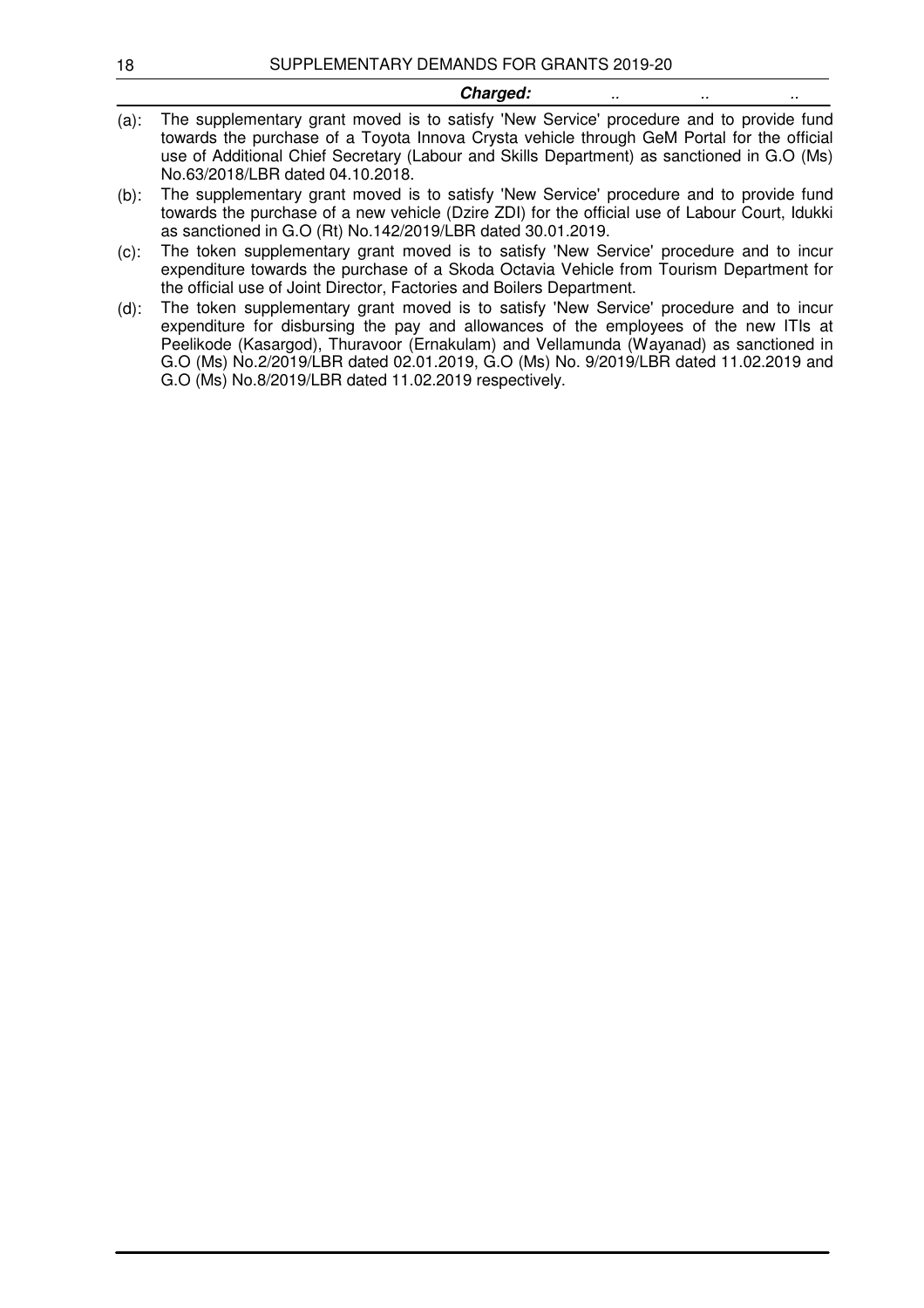| | | | |
|---|---|---|---|
| ***Charged:*** | .. | .. | .. |

(a): The supplementary grant moved is to satisfy 'New Service' procedure and to provide fund towards the purchase of a Toyota Innova Crysta vehicle through GeM Portal for the official use of Additional Chief Secretary (Labour and Skills Department) as sanctioned in G.O (Ms) No.63/2018/LBR dated 04.10.2018.

(b): The supplementary grant moved is to satisfy 'New Service' procedure and to provide fund towards the purchase of a new vehicle (Dzire ZDI) for the official use of Labour Court, Idukki as sanctioned in G.O (Rt) No.142/2019/LBR dated 30.01.2019.

(c): The token supplementary grant moved is to satisfy 'New Service' procedure and to incur expenditure towards the purchase of a Skoda Octavia Vehicle from Tourism Department for the official use of Joint Director, Factories and Boilers Department.

(d): The token supplementary grant moved is to satisfy 'New Service' procedure and to incur expenditure for disbursing the pay and allowances of the employees of the new ITIs at Peelikode (Kasargod), Thuravoor (Ernakulam) and Vellamunda (Wayanad) as sanctioned in G.O (Ms) No.2/2019/LBR dated 02.01.2019, G.O (Ms) No. 9/2019/LBR dated 11.02.2019 and G.O (Ms) No.8/2019/LBR dated 11.02.2019 respectively.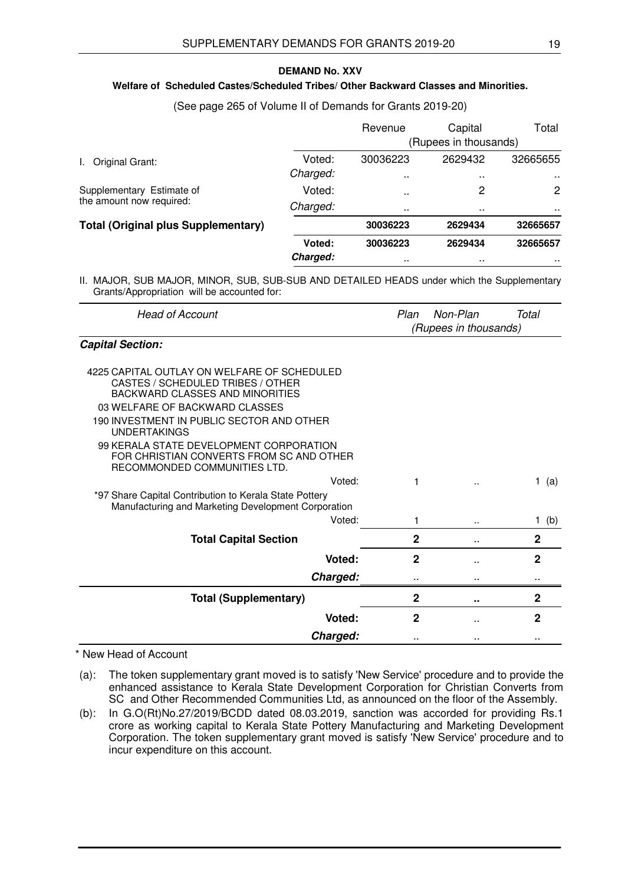## DEMAND No. XXV

### Welfare of Scheduled Castes/Scheduled Tribes/ Other Backward Classes and Minorities.

(See page 265 of Volume II of Demands for Grants 2019-20)

| | | Revenue | Capital | Total |
|---|---|---|---|---|
| | | (Rupees in thousands) | | |
| I. Original Grant: | Voted: | 30036223 | 2629432 | 32665655 |
| | *Charged:* | .. | .. | .. |
| Supplementary Estimate of the amount now required: | Voted: | .. | 2 | 2 |
| | *Charged:* | .. | .. | .. |
| **Total (Original plus Supplementary)** | | **30036223** | **2629434** | **32665657** |
| | **Voted:** | **30036223** | **2629434** | **32665657** |
| | ***Charged:*** | .. | .. | .. |

II. MAJOR, SUB MAJOR, MINOR, SUB, SUB-SUB AND DETAILED HEADS under which the Supplementary Grants/Appropriation will be accounted for:

| *Head of Account* | | *Plan* | *Non-Plan* | *Total* |
|---|---|---|---|---|
| | | *(Rupees in thousands)* | | |
| ***Capital Section:*** | | | | |
| 4225 CAPITAL OUTLAY ON WELFARE OF SCHEDULED CASTES / SCHEDULED TRIBES / OTHER BACKWARD CLASSES AND MINORITIES | | | | |
| 03 WELFARE OF BACKWARD CLASSES | | | | |
| 190 INVESTMENT IN PUBLIC SECTOR AND OTHER UNDERTAKINGS | | | | |
| 99 KERALA STATE DEVELOPMENT CORPORATION FOR CHRISTIAN CONVERTS FROM SC AND OTHER RECOMMONDED COMMUNITIES LTD. | | | | |
| | Voted: | 1 | .. | 1 (a) |
| *97 Share Capital Contribution to Kerala State Pottery Manufacturing and Marketing Development Corporation | | | | |
| | Voted: | 1 | .. | 1 (b) |
| **Total Capital Section** | | **2** | .. | **2** |
| | **Voted:** | **2** | .. | **2** |
| | ***Charged:*** | .. | .. | .. |
| **Total (Supplementary)** | | **2** | **..** | **2** |
| | **Voted:** | **2** | .. | **2** |
| | ***Charged:*** | .. | .. | .. |

\* New Head of Account

(a): The token supplementary grant moved is to satisfy 'New Service' procedure and to provide the enhanced assistance to Kerala State Development Corporation for Christian Converts from SC and Other Recommended Communities Ltd, as announced on the floor of the Assembly.

(b): In G.O(Rt)No.27/2019/BCDD dated 08.03.2019, sanction was accorded for providing Rs.1 crore as working capital to Kerala State Pottery Manufacturing and Marketing Development Corporation. The token supplementary grant moved is satisfy 'New Service' procedure and to incur expenditure on this account.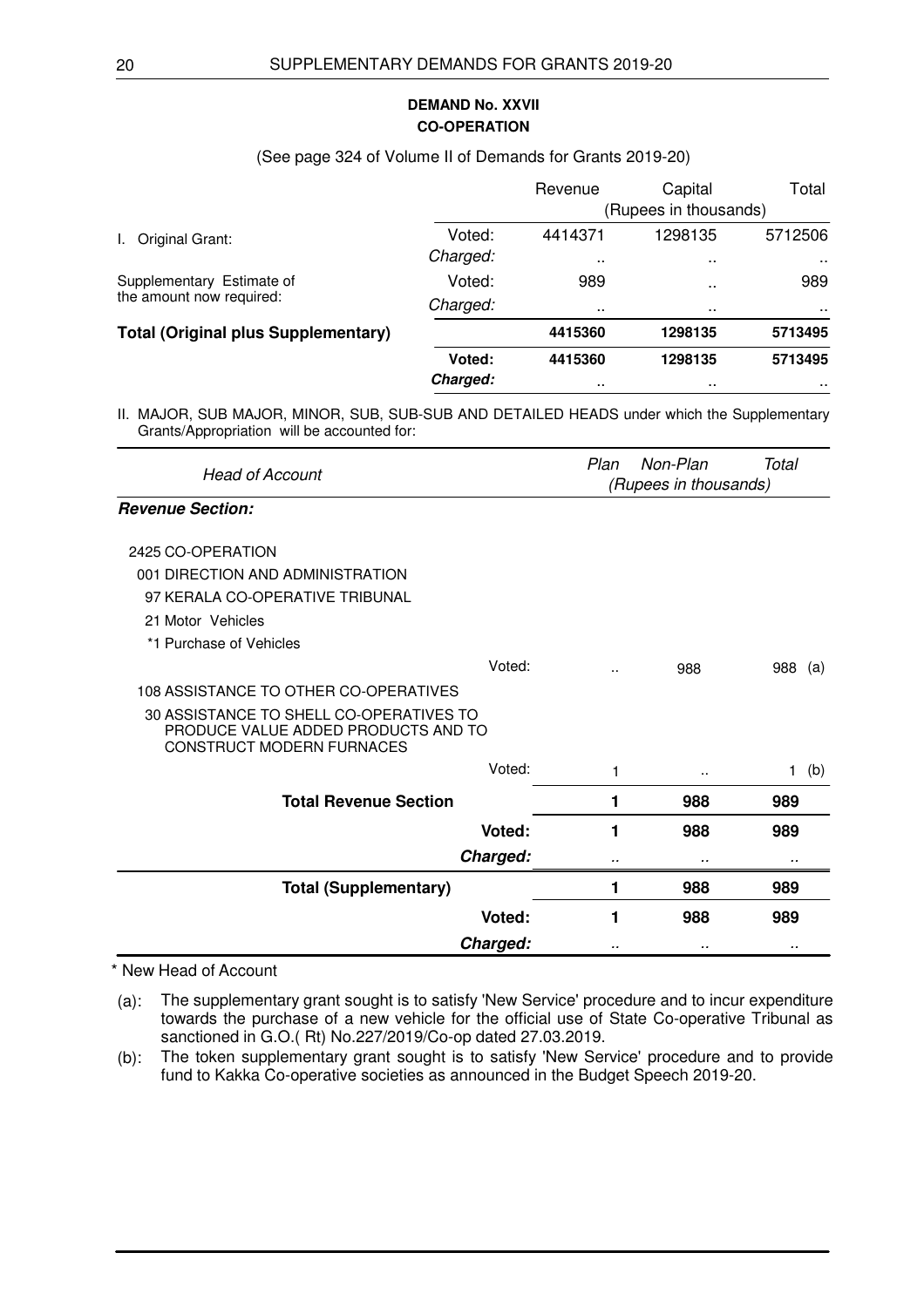## DEMAND No. XXVII
## CO-OPERATION

(See page 324 of Volume II of Demands for Grants 2019-20)

| | | Revenue | Capital | Total |
|---|---|---|---|---|
| | | (Rupees in thousands) | | |
| I. Original Grant: | Voted: | 4414371 | 1298135 | 5712506 |
| | *Charged:* | .. | .. | .. |
| Supplementary Estimate of the amount now required: | Voted: | 989 | .. | 989 |
| | *Charged:* | .. | .. | .. |
| **Total (Original plus Supplementary)** | | **4415360** | **1298135** | **5713495** |
| | **Voted:** | **4415360** | **1298135** | **5713495** |
| | ***Charged:*** | .. | .. | .. |

II. MAJOR, SUB MAJOR, MINOR, SUB, SUB-SUB AND DETAILED HEADS under which the Supplementary Grants/Appropriation will be accounted for:

| *Head of Account* | | *Plan* | *Non-Plan* | *Total* |
|---|---|---|---|---|
| | | *(Rupees in thousands)* | | |
| ***Revenue Section:*** | | | | |
| 2425 CO-OPERATION | | | | |
| 001 DIRECTION AND ADMINISTRATION | | | | |
| 97 KERALA CO-OPERATIVE TRIBUNAL | | | | |
| 21 Motor Vehicles | | | | |
| *1 Purchase of Vehicles | | | | |
| | Voted: | .. | 988 | 988 (a) |
| 108 ASSISTANCE TO OTHER CO-OPERATIVES | | | | |
| 30 ASSISTANCE TO SHELL CO-OPERATIVES TO PRODUCE VALUE ADDED PRODUCTS AND TO CONSTRUCT MODERN FURNACES | | | | |
| | Voted: | 1 | .. | 1 (b) |
| **Total Revenue Section** | | **1** | **988** | **989** |
| | **Voted:** | **1** | **988** | **989** |
| | ***Charged:*** | .. | .. | .. |
| **Total (Supplementary)** | | **1** | **988** | **989** |
| | **Voted:** | **1** | **988** | **989** |
| | ***Charged:*** | .. | .. | .. |

\* New Head of Account

(a): The supplementary grant sought is to satisfy 'New Service' procedure and to incur expenditure towards the purchase of a new vehicle for the official use of State Co-operative Tribunal as sanctioned in G.O.( Rt) No.227/2019/Co-op dated 27.03.2019.

(b): The token supplementary grant sought is to satisfy 'New Service' procedure and to provide fund to Kakka Co-operative societies as announced in the Budget Speech 2019-20.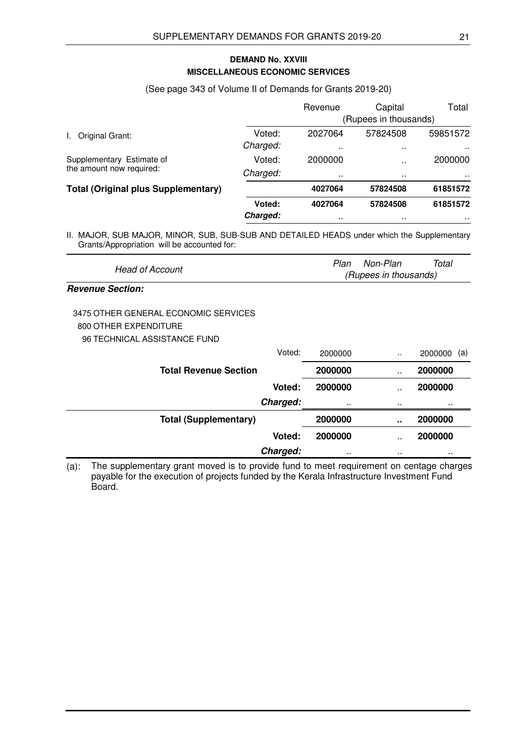**DEMAND No. XXVIII**
**MISCELLANEOUS ECONOMIC SERVICES**

(See page 343 of Volume II of Demands for Grants 2019-20)

| | | Revenue | Capital | Total |
|---|---|---|---|---|
| | | (Rupees in thousands) | | |
| I. Original Grant: | Voted: | 2027064 | 57824508 | 59851572 |
| | *Charged:* | .. | .. | .. |
| Supplementary Estimate of the amount now required: | Voted: | 2000000 | .. | 2000000 |
| | *Charged:* | .. | .. | .. |
| **Total (Original plus Supplementary)** | | **4027064** | **57824508** | **61851572** |
| | **Voted:** | **4027064** | **57824508** | **61851572** |
| | ***Charged:*** | .. | .. | .. |

II. MAJOR, SUB MAJOR, MINOR, SUB, SUB-SUB AND DETAILED HEADS under which the Supplementary Grants/Appropriation will be accounted for:

| *Head of Account* | | *Plan* | *Non-Plan* | *Total* |
|---|---|---|---|---|
| | | *(Rupees in thousands)* | | |
| ***Revenue Section:*** | | | | |
| 3475 OTHER GENERAL ECONOMIC SERVICES | | | | |
| 800 OTHER EXPENDITURE | | | | |
| 96 TECHNICAL ASSISTANCE FUND | | | | |
| | Voted: | 2000000 | .. | 2000000 (a) |
| **Total Revenue Section** | | **2000000** | .. | **2000000** |
| | **Voted:** | **2000000** | .. | **2000000** |
| | ***Charged:*** | .. | .. | .. |
| **Total (Supplementary)** | | **2000000** | **..** | **2000000** |
| | **Voted:** | **2000000** | .. | **2000000** |
| | ***Charged:*** | .. | .. | .. |

(a): The supplementary grant moved is to provide fund to meet requirement on centage charges payable for the execution of projects funded by the Kerala Infrastructure Investment Fund Board.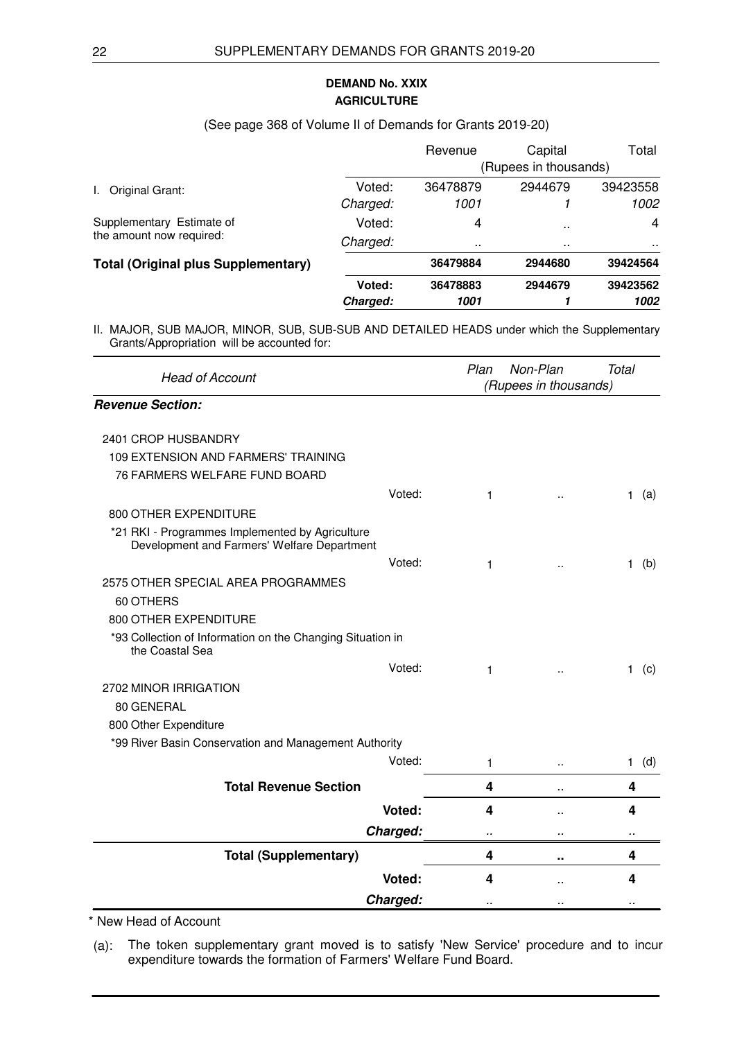## DEMAND No. XXIX
## AGRICULTURE

(See page 368 of Volume II of Demands for Grants 2019-20)

| | | Revenue | Capital | Total |
|---|---|---|---|---|
| | | (Rupees in thousands) | | |
| I. Original Grant: | Voted: | 36478879 | 2944679 | 39423558 |
| | *Charged:* | *1001* | *1* | *1002* |
| Supplementary Estimate of the amount now required: | Voted: | 4 | .. | 4 |
| | *Charged:* | .. | .. | .. |
| **Total (Original plus Supplementary)** | | **36479884** | **2944680** | **39424564** |
| | **Voted:** | **36478883** | **2944679** | **39423562** |
| | ***Charged:*** | ***1001*** | ***1*** | ***1002*** |

II. MAJOR, SUB MAJOR, MINOR, SUB, SUB-SUB AND DETAILED HEADS under which the Supplementary Grants/Appropriation will be accounted for:

| *Head of Account* | | *Plan* | *Non-Plan* | *Total* |
|---|---|---|---|---|
| | | *(Rupees in thousands)* | | |
| ***Revenue Section:*** | | | | |
| 2401 CROP HUSBANDRY | | | | |
| 109 EXTENSION AND FARMERS' TRAINING | | | | |
| 76 FARMERS WELFARE FUND BOARD | | | | |
| | Voted: | 1 | .. | 1 (a) |
| 800 OTHER EXPENDITURE | | | | |
| *21 RKI - Programmes Implemented by Agriculture Development and Farmers' Welfare Department | | | | |
| | Voted: | 1 | .. | 1 (b) |
| 2575 OTHER SPECIAL AREA PROGRAMMES | | | | |
| 60 OTHERS | | | | |
| 800 OTHER EXPENDITURE | | | | |
| *93 Collection of Information on the Changing Situation in the Coastal Sea | | | | |
| | Voted: | 1 | .. | 1 (c) |
| 2702 MINOR IRRIGATION | | | | |
| 80 GENERAL | | | | |
| 800 Other Expenditure | | | | |
| *99 River Basin Conservation and Management Authority | | | | |
| | Voted: | 1 | .. | 1 (d) |
| **Total Revenue Section** | | **4** | .. | **4** |
| | **Voted:** | **4** | .. | **4** |
| | ***Charged:*** | .. | .. | .. |
| **Total (Supplementary)** | | **4** | **..** | **4** |
| | **Voted:** | **4** | .. | **4** |
| | ***Charged:*** | .. | .. | .. |

\* New Head of Account

(a): The token supplementary grant moved is to satisfy 'New Service' procedure and to incur expenditure towards the formation of Farmers' Welfare Fund Board.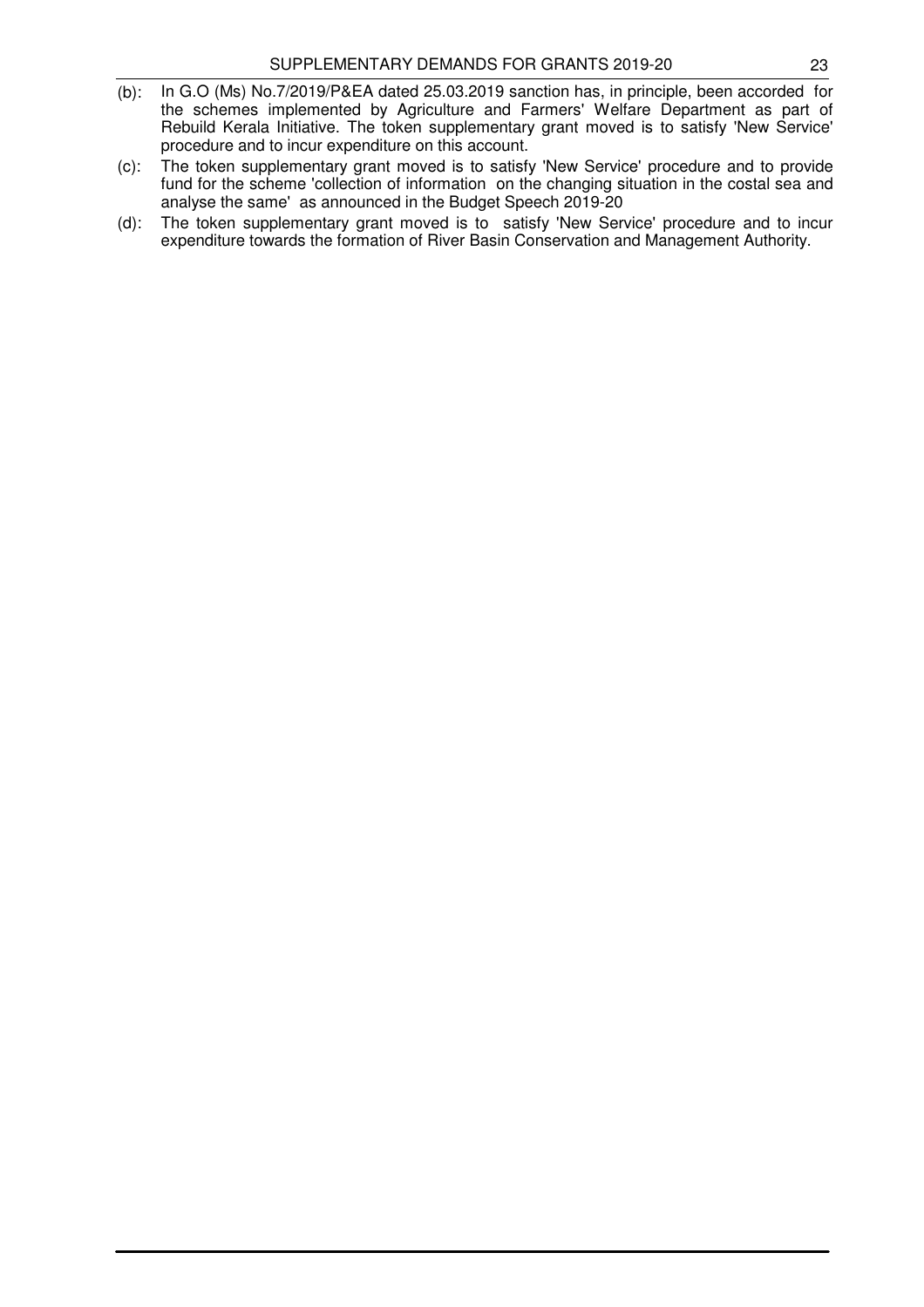(b): In G.O (Ms) No.7/2019/P&EA dated 25.03.2019 sanction has, in principle, been accorded for the schemes implemented by Agriculture and Farmers' Welfare Department as part of Rebuild Kerala Initiative. The token supplementary grant moved is to satisfy 'New Service' procedure and to incur expenditure on this account.

(c): The token supplementary grant moved is to satisfy 'New Service' procedure and to provide fund for the scheme 'collection of information on the changing situation in the costal sea and analyse the same' as announced in the Budget Speech 2019-20

(d): The token supplementary grant moved is to satisfy 'New Service' procedure and to incur expenditure towards the formation of River Basin Conservation and Management Authority.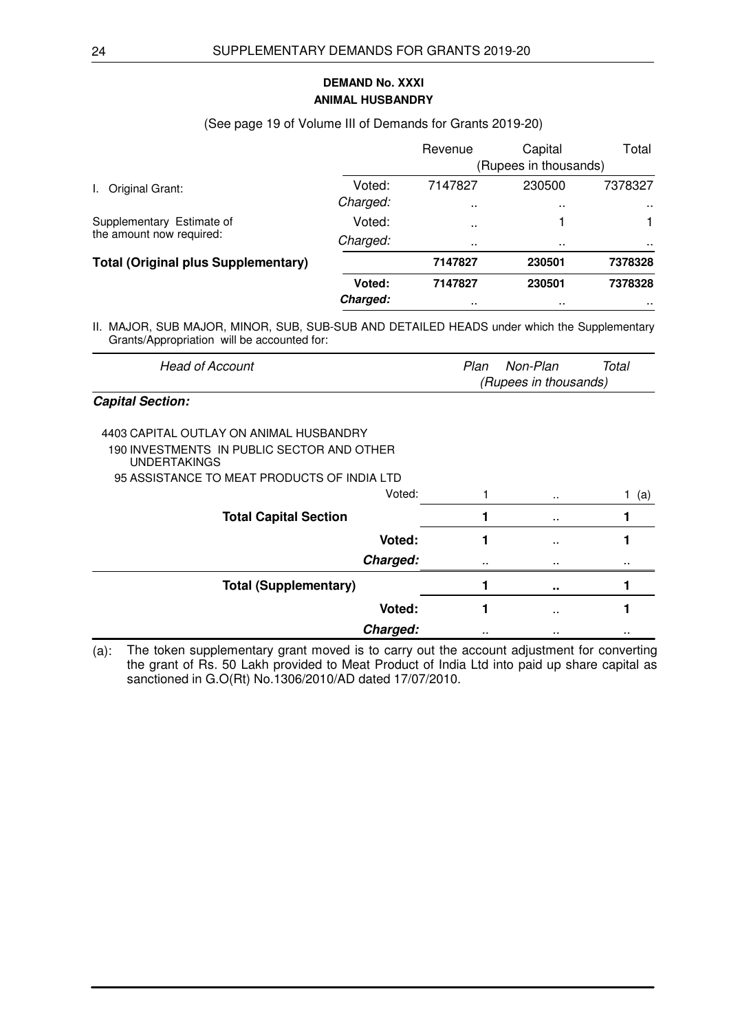## DEMAND No. XXXI
## ANIMAL HUSBANDRY

(See page 19 of Volume III of Demands for Grants 2019-20)

| | | Revenue | Capital | Total |
|---|---|---|---|---|
| | | (Rupees in thousands) | | |
| I. Original Grant: | Voted: | 7147827 | 230500 | 7378327 |
| | *Charged:* | .. | .. | .. |
| Supplementary Estimate of the amount now required: | Voted: | .. | 1 | 1 |
| | *Charged:* | .. | .. | .. |
| **Total (Original plus Supplementary)** | | **7147827** | **230501** | **7378328** |
| | **Voted:** | **7147827** | **230501** | **7378328** |
| | ***Charged:*** | .. | .. | .. |

II. MAJOR, SUB MAJOR, MINOR, SUB, SUB-SUB AND DETAILED HEADS under which the Supplementary Grants/Appropriation will be accounted for:

| *Head of Account* | | *Plan* | *Non-Plan* | *Total* |
|---|---|---|---|---|
| | | *(Rupees in thousands)* | | |
| ***Capital Section:*** | | | | |
| 4403 CAPITAL OUTLAY ON ANIMAL HUSBANDRY | | | | |
| 190 INVESTMENTS IN PUBLIC SECTOR AND OTHER UNDERTAKINGS | | | | |
| 95 ASSISTANCE TO MEAT PRODUCTS OF INDIA LTD | | | | |
| | Voted: | 1 | .. | 1 (a) |
| **Total Capital Section** | | **1** | .. | **1** |
| | **Voted:** | **1** | .. | **1** |
| | ***Charged:*** | .. | .. | .. |
| **Total (Supplementary)** | | **1** | **..** | **1** |
| | **Voted:** | **1** | .. | **1** |
| | ***Charged:*** | .. | .. | .. |

(a): The token supplementary grant moved is to carry out the account adjustment for converting the grant of Rs. 50 Lakh provided to Meat Product of India Ltd into paid up share capital as sanctioned in G.O(Rt) No.1306/2010/AD dated 17/07/2010.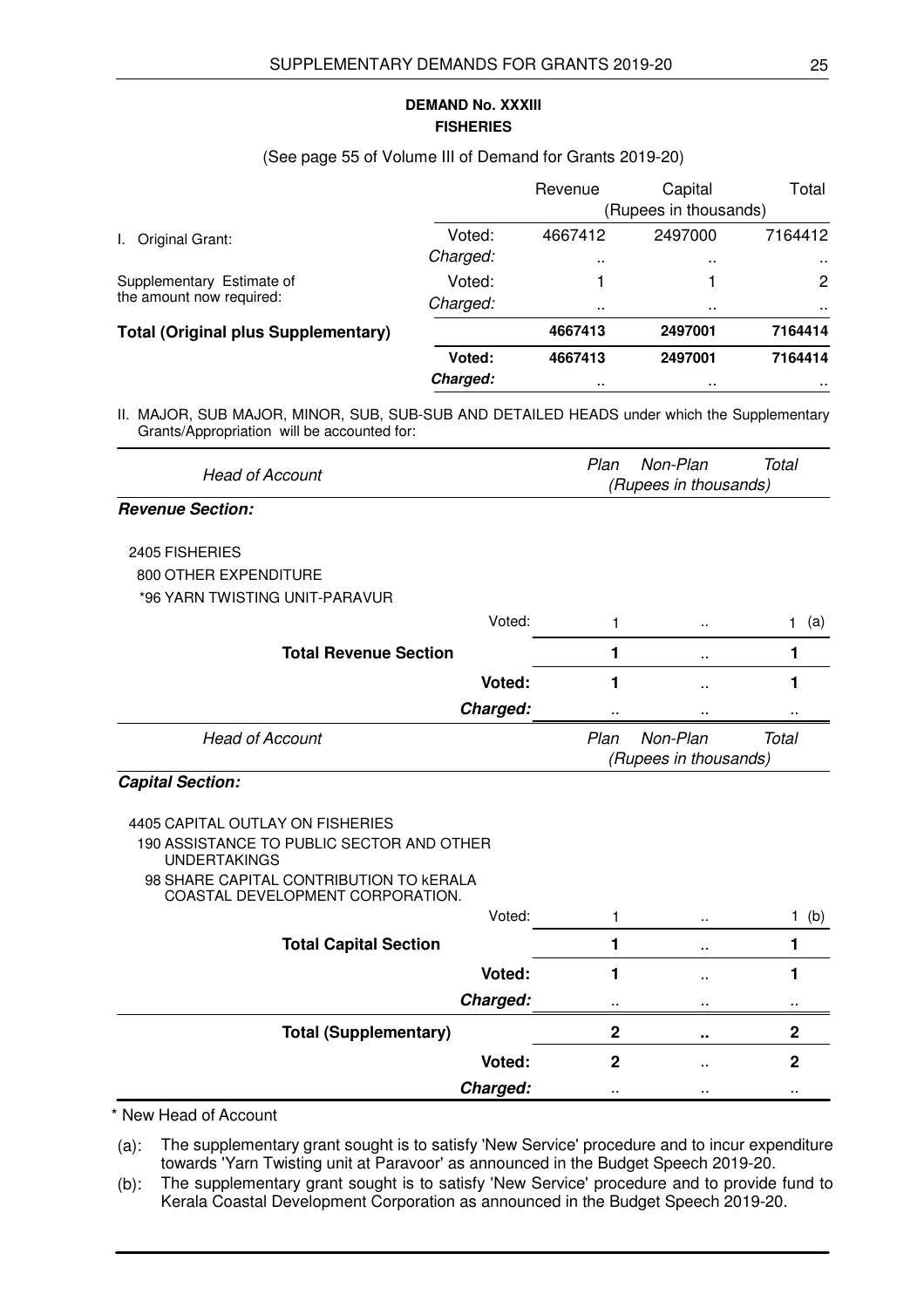## DEMAND No. XXXIII
### FISHERIES

(See page 55 of Volume III of Demand for Grants 2019-20)

| | | Revenue | Capital | Total |
|---|---|---|---|---|
| | | (Rupees in thousands) | | |
| I. Original Grant: | Voted: | 4667412 | 2497000 | 7164412 |
| | *Charged:* | .. | .. | .. |
| Supplementary Estimate of the amount now required: | Voted: | 1 | 1 | 2 |
| | *Charged:* | .. | .. | .. |
| **Total (Original plus Supplementary)** | | **4667413** | **2497001** | **7164414** |
| | **Voted:** | **4667413** | **2497001** | **7164414** |
| | ***Charged:*** | .. | .. | .. |

II. MAJOR, SUB MAJOR, MINOR, SUB, SUB-SUB AND DETAILED HEADS under which the Supplementary Grants/Appropriation will be accounted for:

| *Head of Account* | | *Plan* | *Non-Plan* | *Total* |
|---|---|---|---|---|
| | | *(Rupees in thousands)* | | |
| ***Revenue Section:*** | | | | |
| 2405 FISHERIES | | | | |
| 800 OTHER EXPENDITURE | | | | |
| *96 YARN TWISTING UNIT-PARAVUR | | | | |
| | Voted: | 1 | .. | 1 (a) |
| **Total Revenue Section** | | **1** | .. | **1** |
| | **Voted:** | **1** | .. | **1** |
| | ***Charged:*** | .. | .. | .. |

| *Head of Account* | | *Plan* | *Non-Plan* | *Total* |
|---|---|---|---|---|
| | | *(Rupees in thousands)* | | |
| ***Capital Section:*** | | | | |
| 4405 CAPITAL OUTLAY ON FISHERIES | | | | |
| 190 ASSISTANCE TO PUBLIC SECTOR AND OTHER UNDERTAKINGS | | | | |
| 98 SHARE CAPITAL CONTRIBUTION TO kERALA COASTAL DEVELOPMENT CORPORATION. | | | | |
| | Voted: | 1 | .. | 1 (b) |
| **Total Capital Section** | | **1** | .. | **1** |
| | **Voted:** | **1** | .. | **1** |
| | ***Charged:*** | .. | .. | .. |
| **Total (Supplementary)** | | **2** | **..** | **2** |
| | **Voted:** | **2** | .. | **2** |
| | ***Charged:*** | .. | .. | .. |

\* New Head of Account

(a): The supplementary grant sought is to satisfy 'New Service' procedure and to incur expenditure towards 'Yarn Twisting unit at Paravoor' as announced in the Budget Speech 2019-20.

(b): The supplementary grant sought is to satisfy 'New Service' procedure and to provide fund to Kerala Coastal Development Corporation as announced in the Budget Speech 2019-20.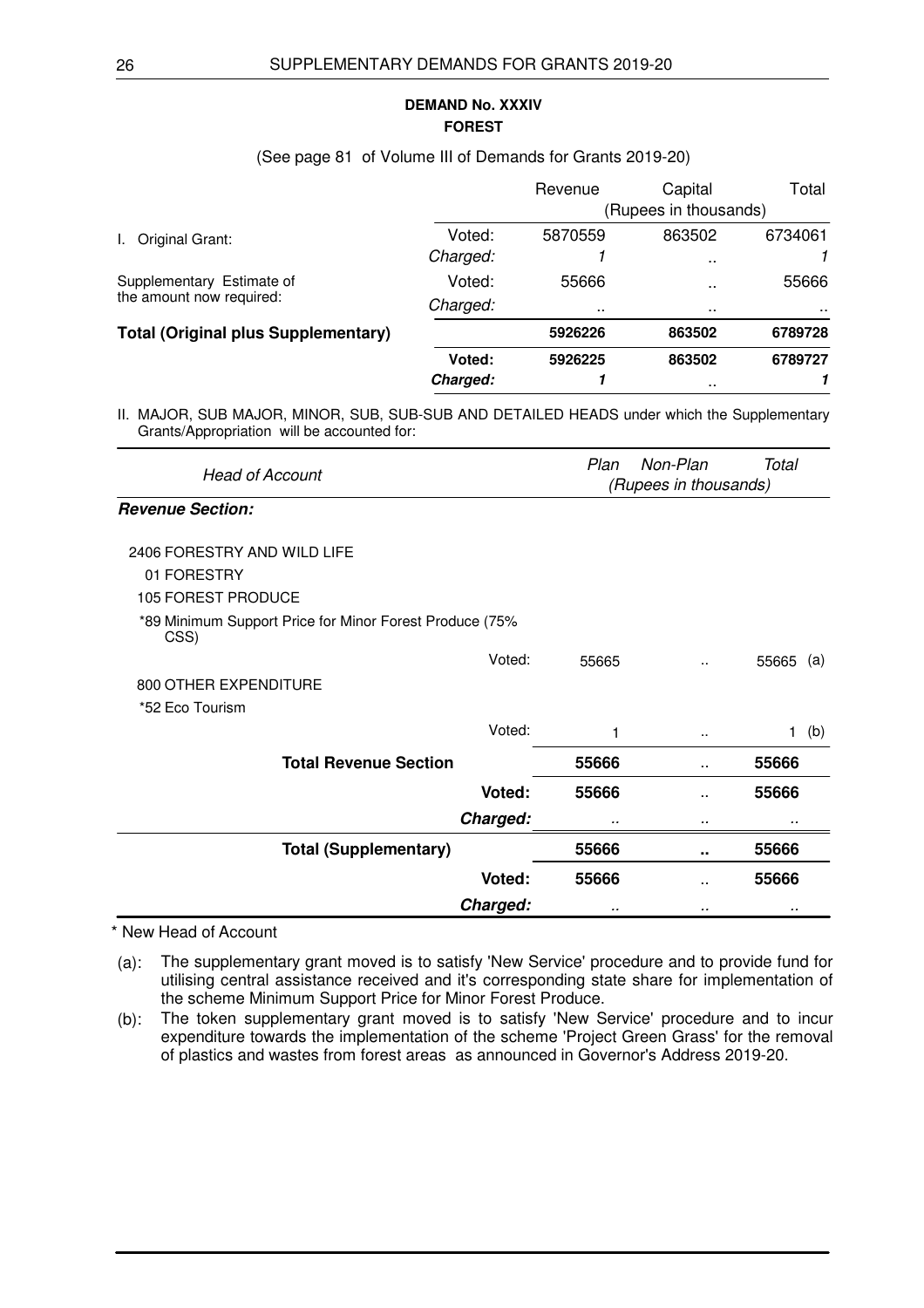## DEMAND No. XXXIV
### FOREST

(See page 81 of Volume III of Demands for Grants 2019-20)

| | | Revenue | Capital | Total |
|---|---|---|---|---|
| | | (Rupees in thousands) | | |
| I. Original Grant: | Voted: | 5870559 | 863502 | 6734061 |
| | *Charged:* | *1* | .. | *1* |
| Supplementary Estimate of the amount now required: | Voted: | 55666 | .. | 55666 |
| | *Charged:* | .. | .. | .. |
| **Total (Original plus Supplementary)** | | **5926226** | **863502** | **6789728** |
| | **Voted:** | **5926225** | **863502** | **6789727** |
| | ***Charged:*** | ***1*** | .. | ***1*** |

II. MAJOR, SUB MAJOR, MINOR, SUB, SUB-SUB AND DETAILED HEADS under which the Supplementary Grants/Appropriation will be accounted for:

| *Head of Account* | | *Plan* | *Non-Plan* | *Total* | |
|---|---|---|---|---|---|
| | | *(Rupees in thousands)* | | | |
| ***Revenue Section:*** | | | | | |
| 2406 FORESTRY AND WILD LIFE | | | | | |
| 01 FORESTRY | | | | | |
| 105 FOREST PRODUCE | | | | | |
| *89 Minimum Support Price for Minor Forest Produce (75% CSS) | | | | | |
| | Voted: | 55665 | .. | 55665 | (a) |
| 800 OTHER EXPENDITURE | | | | | |
| *52 Eco Tourism | | | | | |
| | Voted: | 1 | .. | 1 | (b) |
| **Total Revenue Section** | | **55666** | .. | **55666** | |
| | **Voted:** | **55666** | .. | **55666** | |
| | ***Charged:*** | .. | .. | .. | |
| **Total (Supplementary)** | | **55666** | **..** | **55666** | |
| | **Voted:** | **55666** | .. | **55666** | |
| | ***Charged:*** | .. | .. | .. | |

\* New Head of Account

(a): The supplementary grant moved is to satisfy 'New Service' procedure and to provide fund for utilising central assistance received and it's corresponding state share for implementation of the scheme Minimum Support Price for Minor Forest Produce.

(b): The token supplementary grant moved is to satisfy 'New Service' procedure and to incur expenditure towards the implementation of the scheme 'Project Green Grass' for the removal of plastics and wastes from forest areas as announced in Governor's Address 2019-20.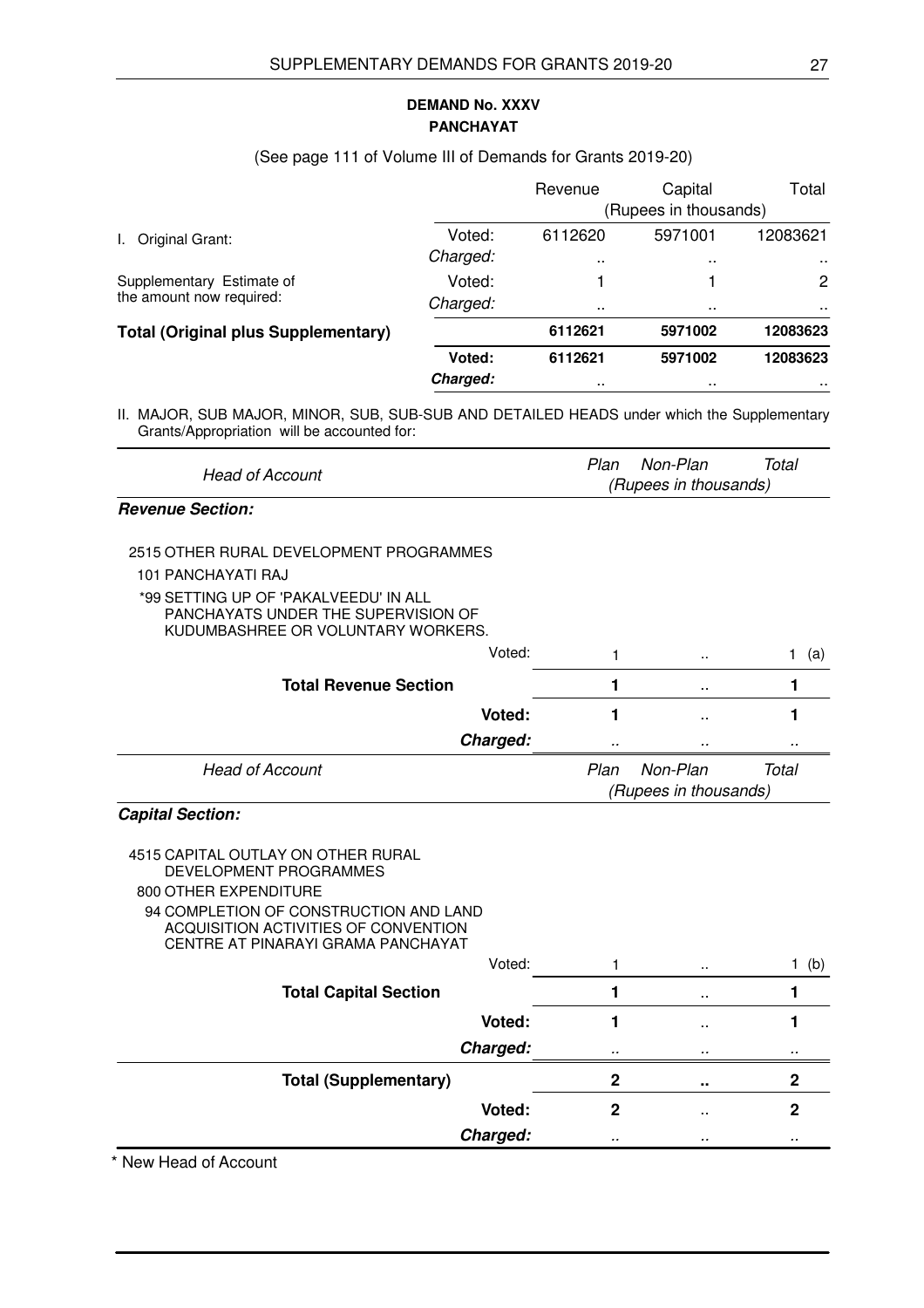## DEMAND No. XXXV
## PANCHAYAT

(See page 111 of Volume III of Demands for Grants 2019-20)

| | | Revenue | Capital | Total |
|---|---|---|---|---|
| | | (Rupees in thousands) | | |
| I. Original Grant: | Voted: | 6112620 | 5971001 | 12083621 |
| | *Charged:* | .. | .. | .. |
| Supplementary Estimate of the amount now required: | Voted: | 1 | 1 | 2 |
| | *Charged:* | .. | .. | .. |
| **Total (Original plus Supplementary)** | | **6112621** | **5971002** | **12083623** |
| | **Voted:** | **6112621** | **5971002** | **12083623** |
| | ***Charged:*** | .. | .. | .. |

II. MAJOR, SUB MAJOR, MINOR, SUB, SUB-SUB AND DETAILED HEADS under which the Supplementary Grants/Appropriation will be accounted for:

| *Head of Account* | *Plan* | *Non-Plan* | *Total* |
|---|---|---|---|
| | *(Rupees in thousands)* | | |
| ***Revenue Section:*** | | | |
| 2515 OTHER RURAL DEVELOPMENT PROGRAMMES | | | |
| 101 PANCHAYATI RAJ | | | |
| *99 SETTING UP OF 'PAKALVEEDU' IN ALL PANCHAYATS UNDER THE SUPERVISION OF KUDUMBASHREE OR VOLUNTARY WORKERS. | | | |
| Voted: | 1 | .. | 1 (a) |
| **Total Revenue Section** | **1** | .. | **1** |
| **Voted:** | **1** | .. | **1** |
| ***Charged:*** | .. | .. | .. |

| *Head of Account* | *Plan* | *Non-Plan* | *Total* |
|---|---|---|---|
| | *(Rupees in thousands)* | | |
| ***Capital Section:*** | | | |
| 4515 CAPITAL OUTLAY ON OTHER RURAL DEVELOPMENT PROGRAMMES | | | |
| 800 OTHER EXPENDITURE | | | |
| 94 COMPLETION OF CONSTRUCTION AND LAND ACQUISITION ACTIVITIES OF CONVENTION CENTRE AT PINARAYI GRAMA PANCHAYAT | | | |
| Voted: | 1 | .. | 1 (b) |
| **Total Capital Section** | **1** | .. | **1** |
| **Voted:** | **1** | .. | **1** |
| ***Charged:*** | .. | .. | .. |
| **Total (Supplementary)** | **2** | **..** | **2** |
| **Voted:** | **2** | .. | **2** |
| ***Charged:*** | .. | .. | .. |

\* New Head of Account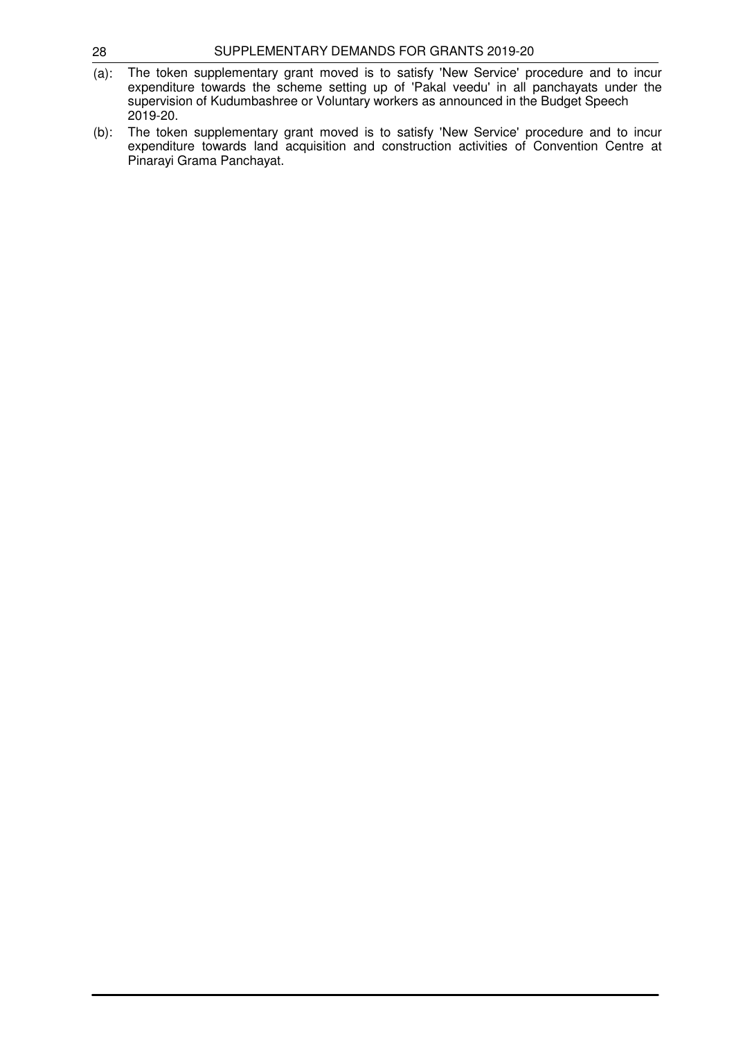(a): The token supplementary grant moved is to satisfy 'New Service' procedure and to incur expenditure towards the scheme setting up of 'Pakal veedu' in all panchayats under the supervision of Kudumbashree or Voluntary workers as announced in the Budget Speech 2019-20.

(b): The token supplementary grant moved is to satisfy 'New Service' procedure and to incur expenditure towards land acquisition and construction activities of Convention Centre at Pinarayi Grama Panchayat.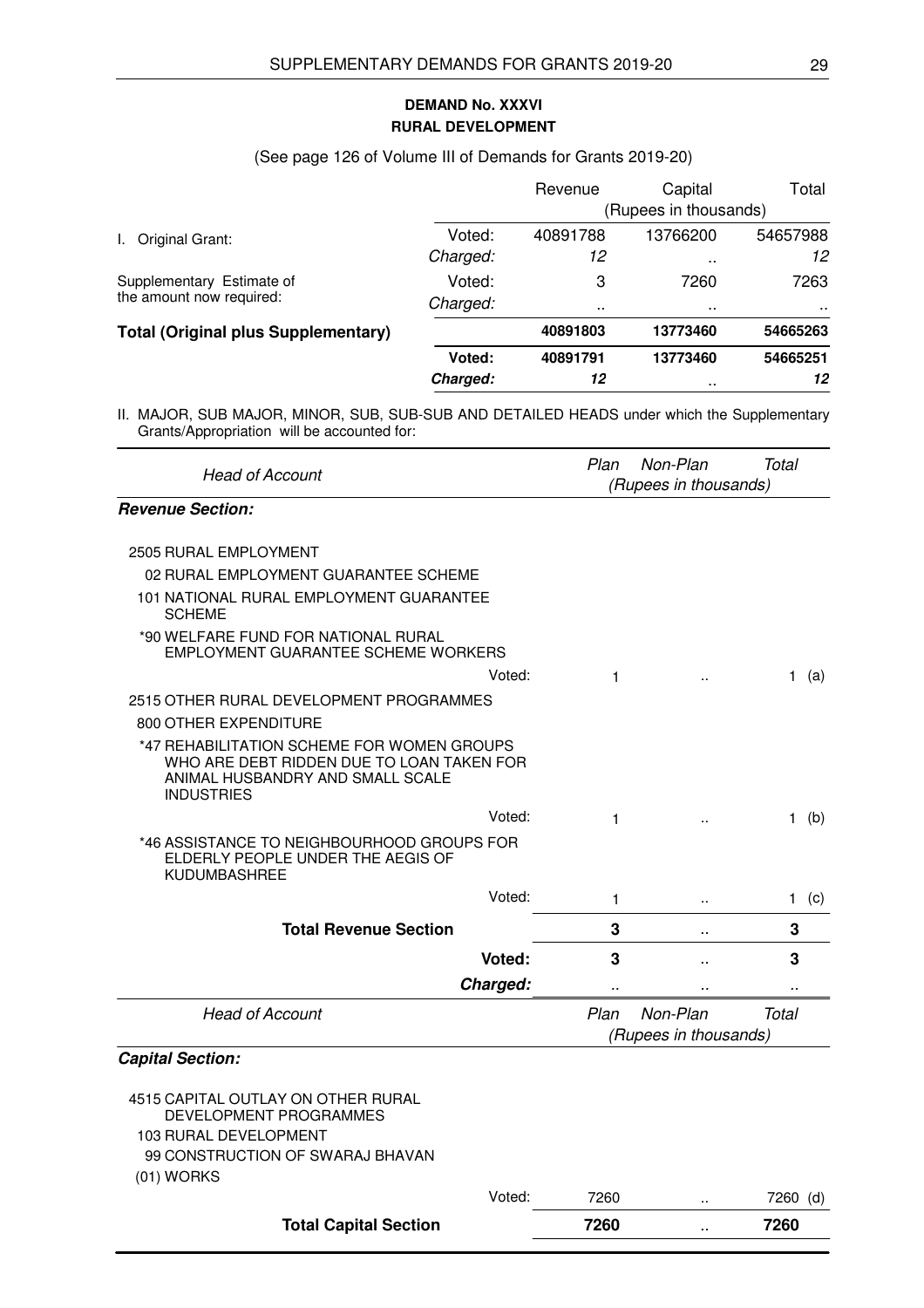## DEMAND No. XXXVI
## RURAL DEVELOPMENT

(See page 126 of Volume III of Demands for Grants 2019-20)

| | | Revenue | Capital | Total |
|---|---|---|---|---|
| | | (Rupees in thousands) | | |
| I. Original Grant: | Voted: | 40891788 | 13766200 | 54657988 |
| | *Charged:* | *12* | .. | *12* |
| Supplementary Estimate of the amount now required: | Voted: | 3 | 7260 | 7263 |
| | *Charged:* | .. | .. | .. |
| **Total (Original plus Supplementary)** | | **40891803** | **13773460** | **54665263** |
| | **Voted:** | **40891791** | **13773460** | **54665251** |
| | ***Charged:*** | ***12*** | .. | ***12*** |

II. MAJOR, SUB MAJOR, MINOR, SUB, SUB-SUB AND DETAILED HEADS under which the Supplementary Grants/Appropriation will be accounted for:

| *Head of Account* | | *Plan* | *Non-Plan* | *Total* |
|---|---|---|---|---|
| | | *(Rupees in thousands)* | | |
| ***Revenue Section:*** | | | | |
| 2505 RURAL EMPLOYMENT | | | | |
| 02 RURAL EMPLOYMENT GUARANTEE SCHEME | | | | |
| 101 NATIONAL RURAL EMPLOYMENT GUARANTEE SCHEME | | | | |
| *90 WELFARE FUND FOR NATIONAL RURAL EMPLOYMENT GUARANTEE SCHEME WORKERS | Voted: | 1 | .. | 1 (a) |
| 2515 OTHER RURAL DEVELOPMENT PROGRAMMES | | | | |
| 800 OTHER EXPENDITURE | | | | |
| *47 REHABILITATION SCHEME FOR WOMEN GROUPS WHO ARE DEBT RIDDEN DUE TO LOAN TAKEN FOR ANIMAL HUSBANDRY AND SMALL SCALE INDUSTRIES | Voted: | 1 | .. | 1 (b) |
| *46 ASSISTANCE TO NEIGHBOURHOOD GROUPS FOR ELDERLY PEOPLE UNDER THE AEGIS OF KUDUMBASHREE | Voted: | 1 | .. | 1 (c) |
| **Total Revenue Section** | | **3** | .. | **3** |
| | **Voted:** | **3** | .. | **3** |
| | ***Charged:*** | .. | .. | .. |

| *Head of Account* | | *Plan* | *Non-Plan* | *Total* |
|---|---|---|---|---|
| | | *(Rupees in thousands)* | | |
| ***Capital Section:*** | | | | |
| 4515 CAPITAL OUTLAY ON OTHER RURAL DEVELOPMENT PROGRAMMES | | | | |
| 103 RURAL DEVELOPMENT | | | | |
| 99 CONSTRUCTION OF SWARAJ BHAVAN | | | | |
| (01) WORKS | Voted: | 7260 | .. | 7260 (d) |
| **Total Capital Section** | | **7260** | .. | **7260** |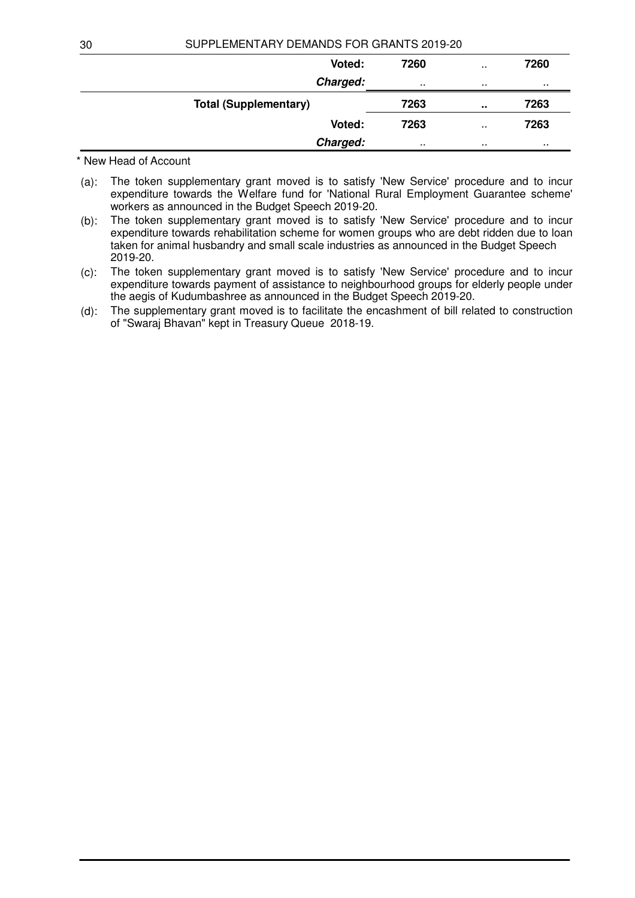| | | | | |
|---|---|---|---|---|
| | **Voted:** | **7260** | .. | **7260** |
| | ***Charged:*** | .. | .. | .. |
| **Total (Supplementary)** | | **7263** | **..** | **7263** |
| | **Voted:** | **7263** | .. | **7263** |
| | ***Charged:*** | .. | .. | .. |

\* New Head of Account

(a): The token supplementary grant moved is to satisfy 'New Service' procedure and to incur expenditure towards the Welfare fund for 'National Rural Employment Guarantee scheme' workers as announced in the Budget Speech 2019-20.

(b): The token supplementary grant moved is to satisfy 'New Service' procedure and to incur expenditure towards rehabilitation scheme for women groups who are debt ridden due to loan taken for animal husbandry and small scale industries as announced in the Budget Speech 2019-20.

(c): The token supplementary grant moved is to satisfy 'New Service' procedure and to incur expenditure towards payment of assistance to neighbourhood groups for elderly people under the aegis of Kudumbashree as announced in the Budget Speech 2019-20.

(d): The supplementary grant moved is to facilitate the encashment of bill related to construction of "Swaraj Bhavan" kept in Treasury Queue 2018-19.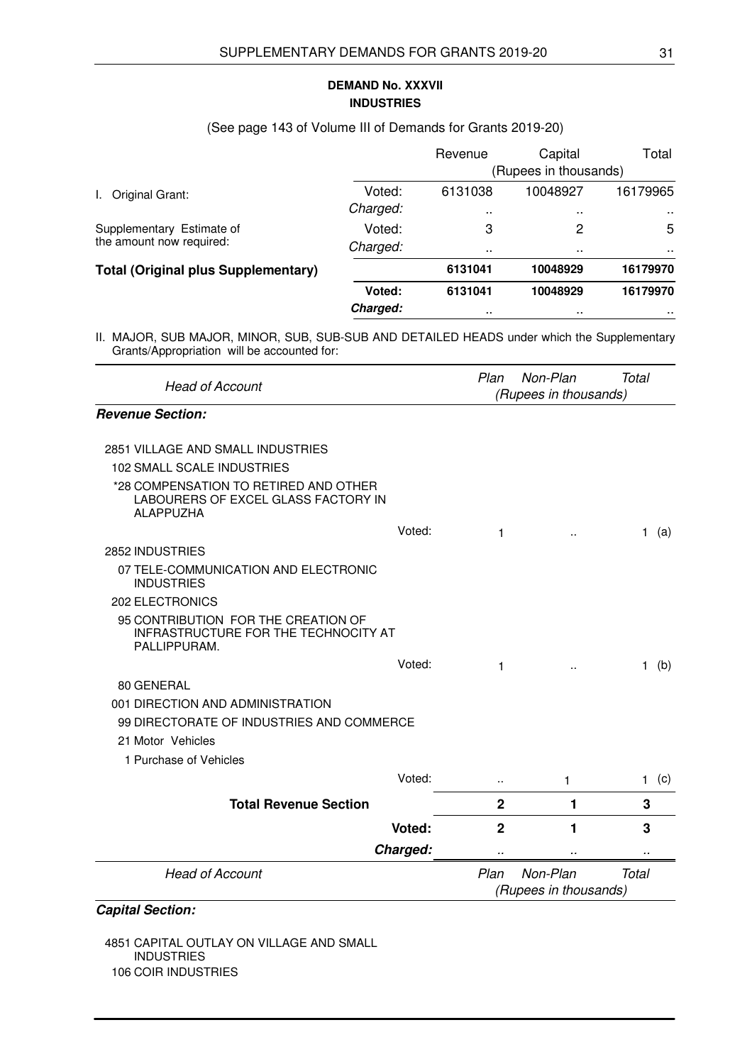## DEMAND No. XXXVII
## INDUSTRIES

(See page 143 of Volume III of Demands for Grants 2019-20)

| | | Revenue | Capital | Total |
|---|---|---|---|---|
| | | (Rupees in thousands) | | |
| I. Original Grant: | Voted: | 6131038 | 10048927 | 16179965 |
| | *Charged:* | .. | .. | .. |
| Supplementary Estimate of the amount now required: | Voted: | 3 | 2 | 5 |
| | *Charged:* | .. | .. | .. |
| **Total (Original plus Supplementary)** | | **6131041** | **10048929** | **16179970** |
| | **Voted:** | **6131041** | **10048929** | **16179970** |
| | ***Charged:*** | .. | .. | .. |

II. MAJOR, SUB MAJOR, MINOR, SUB, SUB-SUB AND DETAILED HEADS under which the Supplementary Grants/Appropriation will be accounted for:

| *Head of Account* | | *Plan* | *Non-Plan* | *Total* | |
|---|---|---|---|---|---|
| | | *(Rupees in thousands)* | | | |
| ***Revenue Section:*** | | | | | |
| 2851 VILLAGE AND SMALL INDUSTRIES | | | | | |
| 102 SMALL SCALE INDUSTRIES | | | | | |
| *28 COMPENSATION TO RETIRED AND OTHER LABOURERS OF EXCEL GLASS FACTORY IN ALAPPUZHA | | | | | |
| | Voted: | 1 | .. | 1 | (a) |
| 2852 INDUSTRIES | | | | | |
| 07 TELE-COMMUNICATION AND ELECTRONIC INDUSTRIES | | | | | |
| 202 ELECTRONICS | | | | | |
| 95 CONTRIBUTION FOR THE CREATION OF INFRASTRUCTURE FOR THE TECHNOCITY AT PALLIPPURAM. | | | | | |
| | Voted: | 1 | .. | 1 | (b) |
| 80 GENERAL | | | | | |
| 001 DIRECTION AND ADMINISTRATION | | | | | |
| 99 DIRECTORATE OF INDUSTRIES AND COMMERCE | | | | | |
| 21 Motor Vehicles | | | | | |
| 1 Purchase of Vehicles | | | | | |
| | Voted: | .. | 1 | 1 | (c) |
| **Total Revenue Section** | | **2** | **1** | **3** | |
| | **Voted:** | **2** | **1** | **3** | |
| | ***Charged:*** | .. | .. | .. | |

| *Head of Account* | *Plan* | *Non-Plan* | *Total* |
|---|---|---|---|
| | *(Rupees in thousands)* | | |
| ***Capital Section:*** | | | |
| 4851 CAPITAL OUTLAY ON VILLAGE AND SMALL INDUSTRIES | | | |
| 106 COIR INDUSTRIES | | | |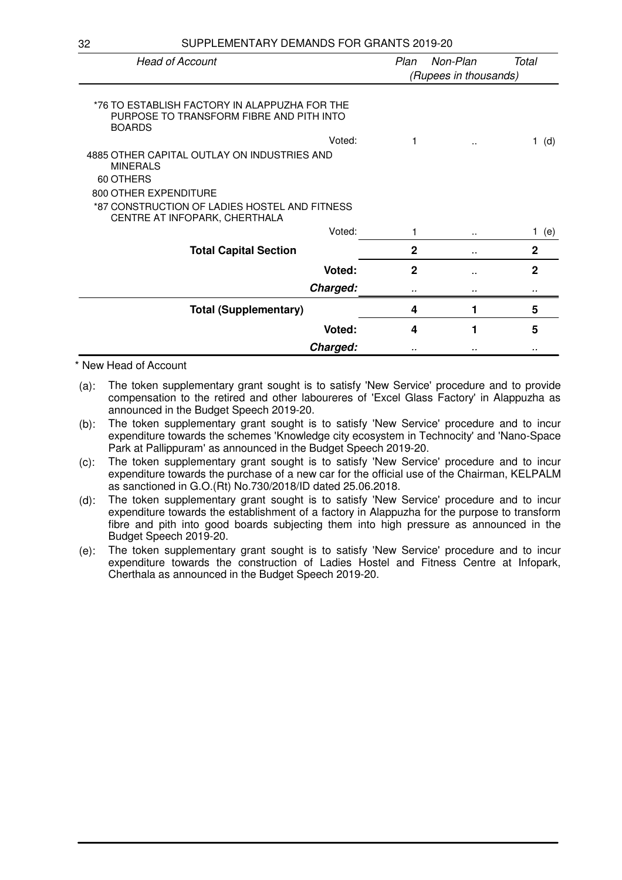| Head of Account | Plan | Non-Plan | Total |
|---|---|---|---|
| | *(Rupees in thousands)* | | |
| *76 TO ESTABLISH FACTORY IN ALAPPUZHA FOR THE PURPOSE TO TRANSFORM FIBRE AND PITH INTO BOARDS | | | |
| Voted: | 1 | .. | 1 (d) |
| 4885 OTHER CAPITAL OUTLAY ON INDUSTRIES AND MINERALS | | | |
| 60 OTHERS | | | |
| 800 OTHER EXPENDITURE | | | |
| *87 CONSTRUCTION OF LADIES HOSTEL AND FITNESS CENTRE AT INFOPARK, CHERTHALA | | | |
| Voted: | 1 | .. | 1 (e) |
| **Total Capital Section** | **2** | .. | **2** |
| **Voted:** | **2** | .. | **2** |
| ***Charged:*** | .. | .. | .. |
| **Total (Supplementary)** | **4** | **1** | **5** |
| **Voted:** | **4** | **1** | **5** |
| ***Charged:*** | .. | .. | .. |

\* New Head of Account

(a): The token supplementary grant sought is to satisfy 'New Service' procedure and to provide compensation to the retired and other laboureres of 'Excel Glass Factory' in Alappuzha as announced in the Budget Speech 2019-20.

(b): The token supplementary grant sought is to satisfy 'New Service' procedure and to incur expenditure towards the schemes 'Knowledge city ecosystem in Technocity' and 'Nano-Space Park at Pallippuram' as announced in the Budget Speech 2019-20.

(c): The token supplementary grant sought is to satisfy 'New Service' procedure and to incur expenditure towards the purchase of a new car for the official use of the Chairman, KELPALM as sanctioned in G.O.(Rt) No.730/2018/ID dated 25.06.2018.

(d): The token supplementary grant sought is to satisfy 'New Service' procedure and to incur expenditure towards the establishment of a factory in Alappuzha for the purpose to transform fibre and pith into good boards subjecting them into high pressure as announced in the Budget Speech 2019-20.

(e): The token supplementary grant sought is to satisfy 'New Service' procedure and to incur expenditure towards the construction of Ladies Hostel and Fitness Centre at Infopark, Cherthala as announced in the Budget Speech 2019-20.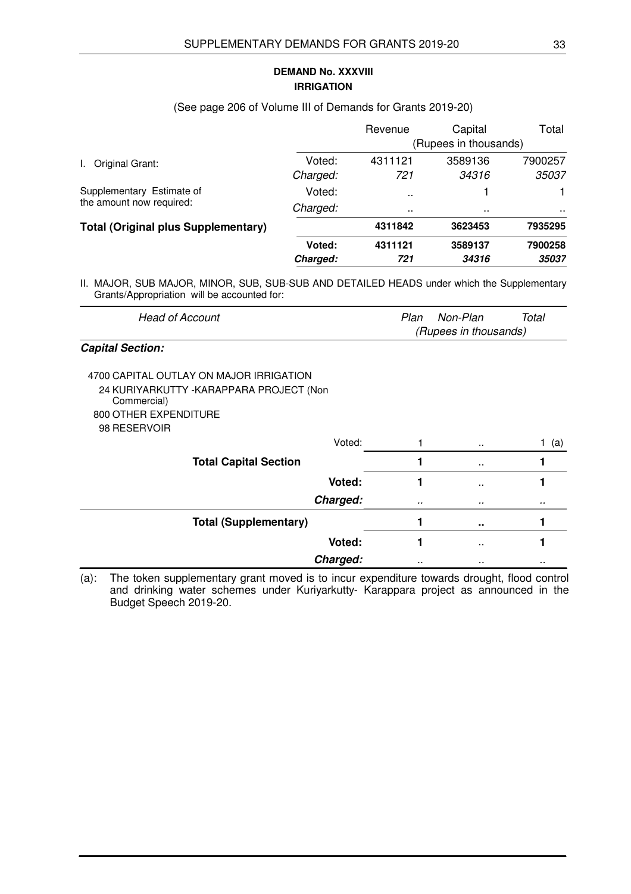## DEMAND No. XXXVIII
### IRRIGATION

(See page 206 of Volume III of Demands for Grants 2019-20)

| | | Revenue | Capital | Total |
|---|---|---|---|---|
| | | (Rupees in thousands) | | |
| I. Original Grant: | Voted: | 4311121 | 3589136 | 7900257 |
| | *Charged:* | *721* | *34316* | *35037* |
| Supplementary Estimate of the amount now required: | Voted: | .. | 1 | 1 |
| | *Charged:* | .. | .. | .. |
| **Total (Original plus Supplementary)** | | **4311842** | **3623453** | **7935295** |
| | **Voted:** | **4311121** | **3589137** | **7900258** |
| | ***Charged:*** | ***721*** | ***34316*** | ***35037*** |

II. MAJOR, SUB MAJOR, MINOR, SUB, SUB-SUB AND DETAILED HEADS under which the Supplementary Grants/Appropriation will be accounted for:

| *Head of Account* | | *Plan* | *Non-Plan* | *Total* |
|---|---|---|---|---|
| | | *(Rupees in thousands)* | | |
| ***Capital Section:*** | | | | |
| 4700 CAPITAL OUTLAY ON MAJOR IRRIGATION | | | | |
| 24 KURIYARKUTTY -KARAPPARA PROJECT (Non Commercial) | | | | |
| 800 OTHER EXPENDITURE | | | | |
| 98 RESERVOIR | | | | |
| | Voted: | 1 | .. | 1 (a) |
| **Total Capital Section** | | **1** | .. | **1** |
| | **Voted:** | **1** | .. | **1** |
| | ***Charged:*** | *..* | .. | .. |
| **Total (Supplementary)** | | **1** | **..** | **1** |
| | **Voted:** | **1** | .. | **1** |
| | ***Charged:*** | *..* | .. | .. |

(a): The token supplementary grant moved is to incur expenditure towards drought, flood control and drinking water schemes under Kuriyarkutty- Karappara project as announced in the Budget Speech 2019-20.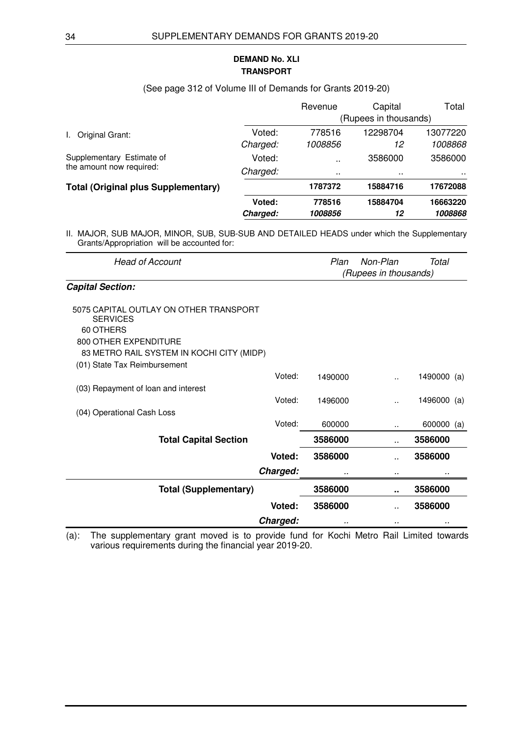## DEMAND No. XLI
## TRANSPORT

(See page 312 of Volume III of Demands for Grants 2019-20)

| | | Revenue | Capital | Total |
|---|---|---|---|---|
| | | (Rupees in thousands) | | |
| I. Original Grant: | Voted: | 778516 | 12298704 | 13077220 |
| | *Charged:* | *1008856* | *12* | *1008868* |
| Supplementary Estimate of the amount now required: | Voted: | .. | 3586000 | 3586000 |
| | *Charged:* | .. | .. | .. |
| **Total (Original plus Supplementary)** | | **1787372** | **15884716** | **17672088** |
| | **Voted:** | **778516** | **15884704** | **16663220** |
| | ***Charged:*** | ***1008856*** | ***12*** | ***1008868*** |

II. MAJOR, SUB MAJOR, MINOR, SUB, SUB-SUB AND DETAILED HEADS under which the Supplementary Grants/Appropriation will be accounted for:

| *Head of Account* | | *Plan* | *Non-Plan* | *Total* |
|---|---|---|---|---|
| | | *(Rupees in thousands)* | | |
| ***Capital Section:*** | | | | |
| 5075 CAPITAL OUTLAY ON OTHER TRANSPORT SERVICES | | | | |
| 60 OTHERS | | | | |
| 800 OTHER EXPENDITURE | | | | |
| 83 METRO RAIL SYSTEM IN KOCHI CITY (MIDP) | | | | |
| (01) State Tax Reimbursement | Voted: | 1490000 | .. | 1490000 (a) |
| (03) Repayment of loan and interest | Voted: | 1496000 | .. | 1496000 (a) |
| (04) Operational Cash Loss | Voted: | 600000 | .. | 600000 (a) |
| **Total Capital Section** | | **3586000** | .. | **3586000** |
| | **Voted:** | **3586000** | .. | **3586000** |
| | ***Charged:*** | .. | .. | .. |
| **Total (Supplementary)** | | **3586000** | **..** | **3586000** |
| | **Voted:** | **3586000** | .. | **3586000** |
| | ***Charged:*** | .. | .. | .. |

(a): The supplementary grant moved is to provide fund for Kochi Metro Rail Limited towards various requirements during the financial year 2019-20.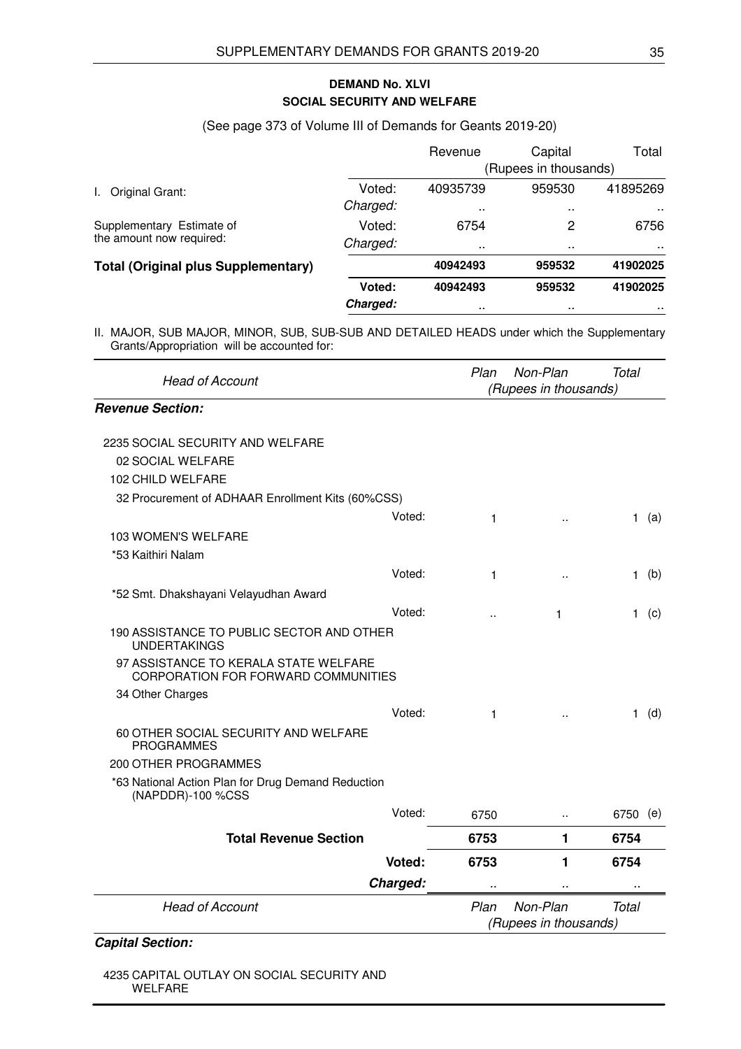## DEMAND No. XLVI
## SOCIAL SECURITY AND WELFARE

(See page 373 of Volume III of Demands for Geants 2019-20)

| | | Revenue | Capital | Total |
|---|---|---|---|---|
| | | (Rupees in thousands) | | |
| I. Original Grant: | Voted: | 40935739 | 959530 | 41895269 |
| | *Charged:* | .. | .. | .. |
| Supplementary Estimate of the amount now required: | Voted: | 6754 | 2 | 6756 |
| | *Charged:* | .. | .. | .. |
| **Total (Original plus Supplementary)** | | **40942493** | **959532** | **41902025** |
| | **Voted:** | **40942493** | **959532** | **41902025** |
| | ***Charged:*** | .. | .. | .. |

II. MAJOR, SUB MAJOR, MINOR, SUB, SUB-SUB AND DETAILED HEADS under which the Supplementary Grants/Appropriation will be accounted for:

| *Head of Account* | | *Plan* | *Non-Plan* | *Total* | |
|---|---|---|---|---|---|
| | | *(Rupees in thousands)* | | | |
| ***Revenue Section:*** | | | | | |
| 2235 SOCIAL SECURITY AND WELFARE | | | | | |
| 02 SOCIAL WELFARE | | | | | |
| 102 CHILD WELFARE | | | | | |
| 32 Procurement of ADHAAR Enrollment Kits (60%CSS) | | | | | |
| | Voted: | 1 | .. | 1 | (a) |
| 103 WOMEN'S WELFARE | | | | | |
| *53 Kaithiri Nalam | | | | | |
| | Voted: | 1 | .. | 1 | (b) |
| *52 Smt. Dhakshayani Velayudhan Award | | | | | |
| | Voted: | .. | 1 | 1 | (c) |
| 190 ASSISTANCE TO PUBLIC SECTOR AND OTHER UNDERTAKINGS | | | | | |
| 97 ASSISTANCE TO KERALA STATE WELFARE CORPORATION FOR FORWARD COMMUNITIES | | | | | |
| 34 Other Charges | | | | | |
| | Voted: | 1 | .. | 1 | (d) |
| 60 OTHER SOCIAL SECURITY AND WELFARE PROGRAMMES | | | | | |
| 200 OTHER PROGRAMMES | | | | | |
| *63 National Action Plan for Drug Demand Reduction (NAPDDR)-100 %CSS | | | | | |
| | Voted: | 6750 | .. | 6750 | (e) |
| **Total Revenue Section** | | **6753** | **1** | **6754** | |
| | **Voted:** | **6753** | **1** | **6754** | |
| | ***Charged:*** | .. | .. | .. | |

| *Head of Account* | *Plan* | *Non-Plan* | *Total* |
|---|---|---|---|
| | *(Rupees in thousands)* | | |
| ***Capital Section:*** | | | |
| 4235 CAPITAL OUTLAY ON SOCIAL SECURITY AND WELFARE | | | |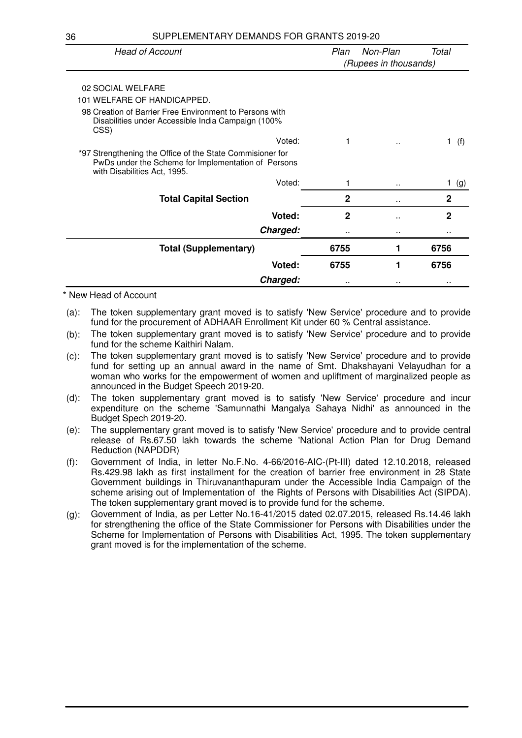| Head of Account | Plan | Non-Plan | Total |
|---|---|---|---|
| | (Rupees in thousands) | | |
| 02 SOCIAL WELFARE | | | |
| 101 WELFARE OF HANDICAPPED. | | | |
| 98 Creation of Barrier Free Environment to Persons with Disabilities under Accessible India Campaign (100% CSS) | | | |
| Voted: | 1 | .. | 1 (f) |
| *97 Strengthening the Office of the State Commisioner for PwDs under the Scheme for Implementation of Persons with Disabilities Act, 1995. | | | |
| Voted: | 1 | .. | 1 (g) |
| **Total Capital Section** | **2** | .. | **2** |
| **Voted:** | **2** | .. | **2** |
| ***Charged:*** | .. | .. | .. |
| **Total (Supplementary)** | **6755** | **1** | **6756** |
| **Voted:** | **6755** | **1** | **6756** |
| ***Charged:*** | .. | .. | .. |

\* New Head of Account

(a): The token supplementary grant moved is to satisfy 'New Service' procedure and to provide fund for the procurement of ADHAAR Enrollment Kit under 60 % Central assistance.

(b): The token supplementary grant moved is to satisfy 'New Service' procedure and to provide fund for the scheme Kaithiri Nalam.

(c): The token supplementary grant moved is to satisfy 'New Service' procedure and to provide fund for setting up an annual award in the name of Smt. Dhakshayani Velayudhan for a woman who works for the empowerment of women and upliftment of marginalized people as announced in the Budget Speech 2019-20.

(d): The token supplementary grant moved is to satisfy 'New Service' procedure and incur expenditure on the scheme 'Samunnathi Mangalya Sahaya Nidhi' as announced in the Budget Spech 2019-20.

(e): The supplementary grant moved is to satisfy 'New Service' procedure and to provide central release of Rs.67.50 lakh towards the scheme 'National Action Plan for Drug Demand Reduction (NAPDDR)

(f): Government of India, in letter No.F.No. 4-66/2016-AIC-(Pt-III) dated 12.10.2018, released Rs.429.98 lakh as first installment for the creation of barrier free environment in 28 State Government buildings in Thiruvananthapuram under the Accessible India Campaign of the scheme arising out of Implementation of the Rights of Persons with Disabilities Act (SIPDA). The token supplementary grant moved is to provide fund for the scheme.

(g): Government of India, as per Letter No.16-41/2015 dated 02.07.2015, released Rs.14.46 lakh for strengthening the office of the State Commissioner for Persons with Disabilities under the Scheme for Implementation of Persons with Disabilities Act, 1995. The token supplementary grant moved is for the implementation of the scheme.